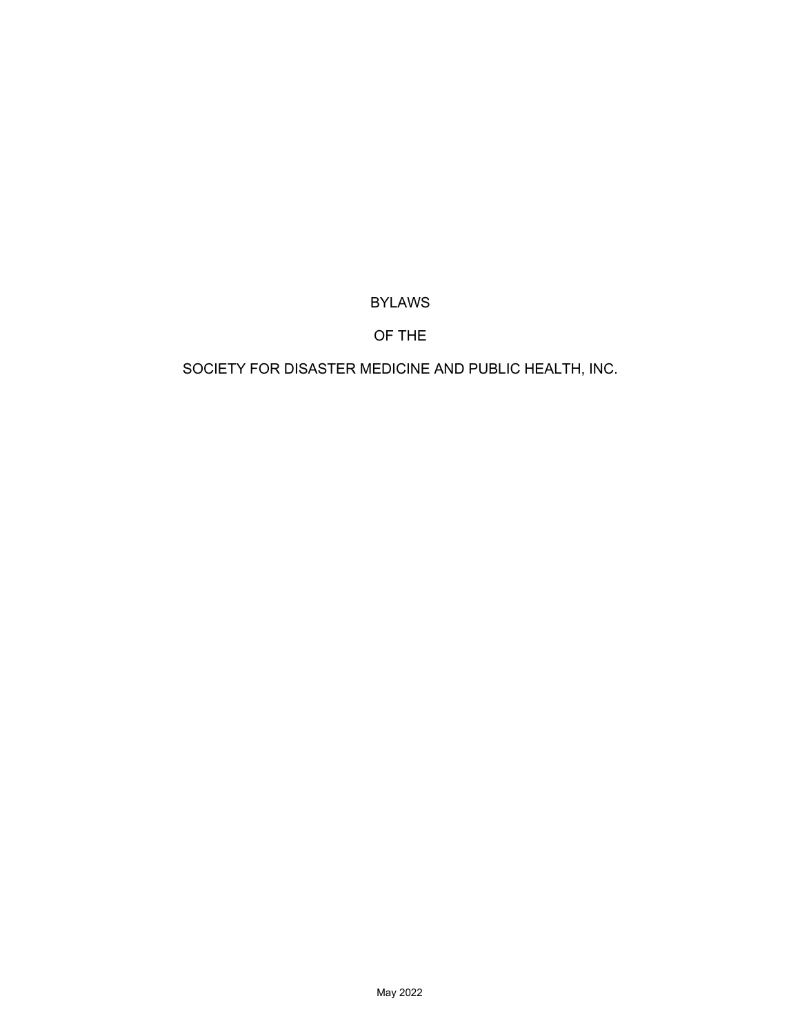# BYLAWS

# OF THE

# SOCIETY FOR DISASTER MEDICINE AND PUBLIC HEALTH, INC.

May 2022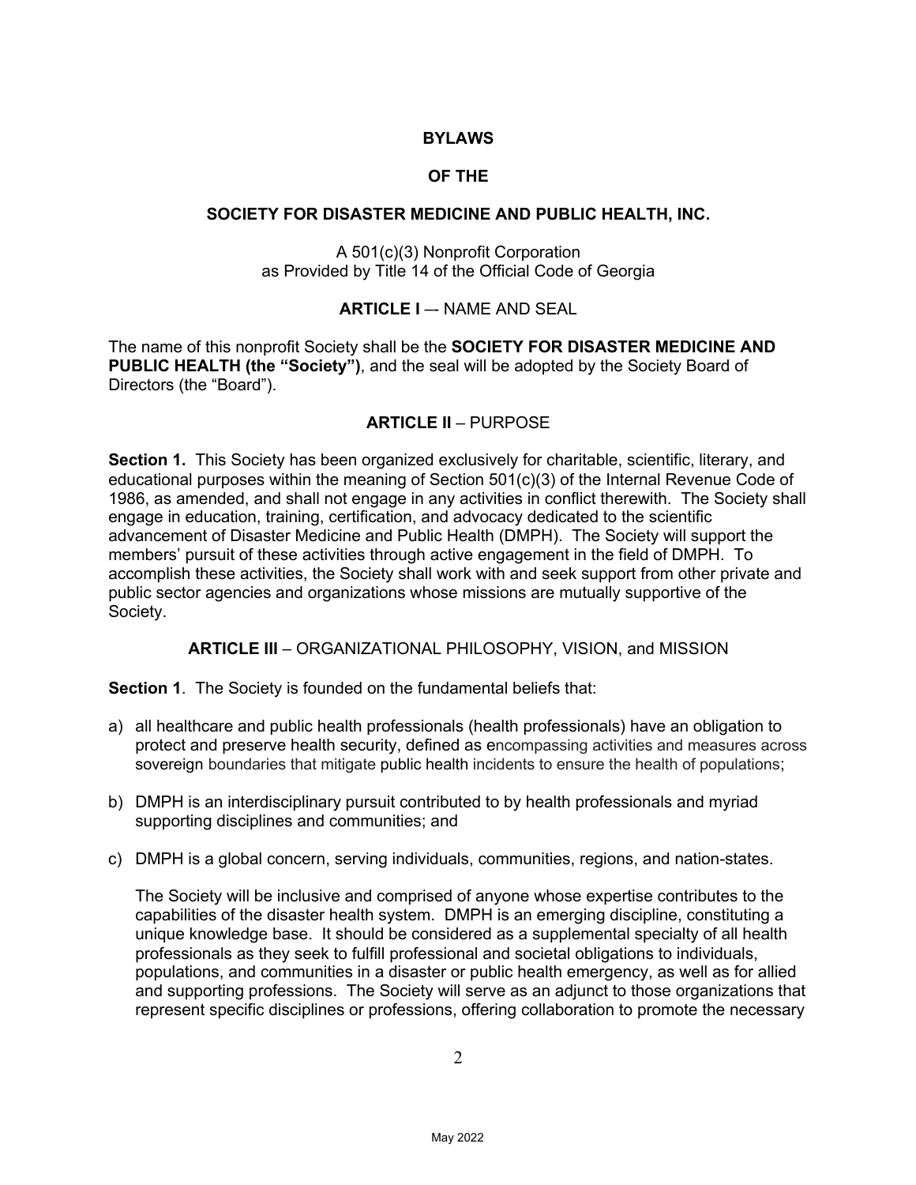**BYLAWS**

**OF THE**

**SOCIETY FOR DISASTER MEDICINE AND PUBLIC HEALTH, INC.**

A 501(c)(3) Nonprofit Corporation
as Provided by Title 14 of the Official Code of Georgia

## ARTICLE I –- NAME AND SEAL

The name of this nonprofit Society shall be the **SOCIETY FOR DISASTER MEDICINE AND PUBLIC HEALTH (the "Society")**, and the seal will be adopted by the Society Board of Directors (the "Board").

## ARTICLE II – PURPOSE

**Section 1.** This Society has been organized exclusively for charitable, scientific, literary, and educational purposes within the meaning of Section 501(c)(3) of the Internal Revenue Code of 1986, as amended, and shall not engage in any activities in conflict therewith. The Society shall engage in education, training, certification, and advocacy dedicated to the scientific advancement of Disaster Medicine and Public Health (DMPH). The Society will support the members' pursuit of these activities through active engagement in the field of DMPH. To accomplish these activities, the Society shall work with and seek support from other private and public sector agencies and organizations whose missions are mutually supportive of the Society.

## ARTICLE III – ORGANIZATIONAL PHILOSOPHY, VISION, and MISSION

**Section 1**. The Society is founded on the fundamental beliefs that:

a) all healthcare and public health professionals (health professionals) have an obligation to protect and preserve health security, defined as encompassing activities and measures across sovereign boundaries that mitigate public health incidents to ensure the health of populations;

b) DMPH is an interdisciplinary pursuit contributed to by health professionals and myriad supporting disciplines and communities; and

c) DMPH is a global concern, serving individuals, communities, regions, and nation-states.

The Society will be inclusive and comprised of anyone whose expertise contributes to the capabilities of the disaster health system. DMPH is an emerging discipline, constituting a unique knowledge base. It should be considered as a supplemental specialty of all health professionals as they seek to fulfill professional and societal obligations to individuals, populations, and communities in a disaster or public health emergency, as well as for allied and supporting professions. The Society will serve as an adjunct to those organizations that represent specific disciplines or professions, offering collaboration to promote the necessary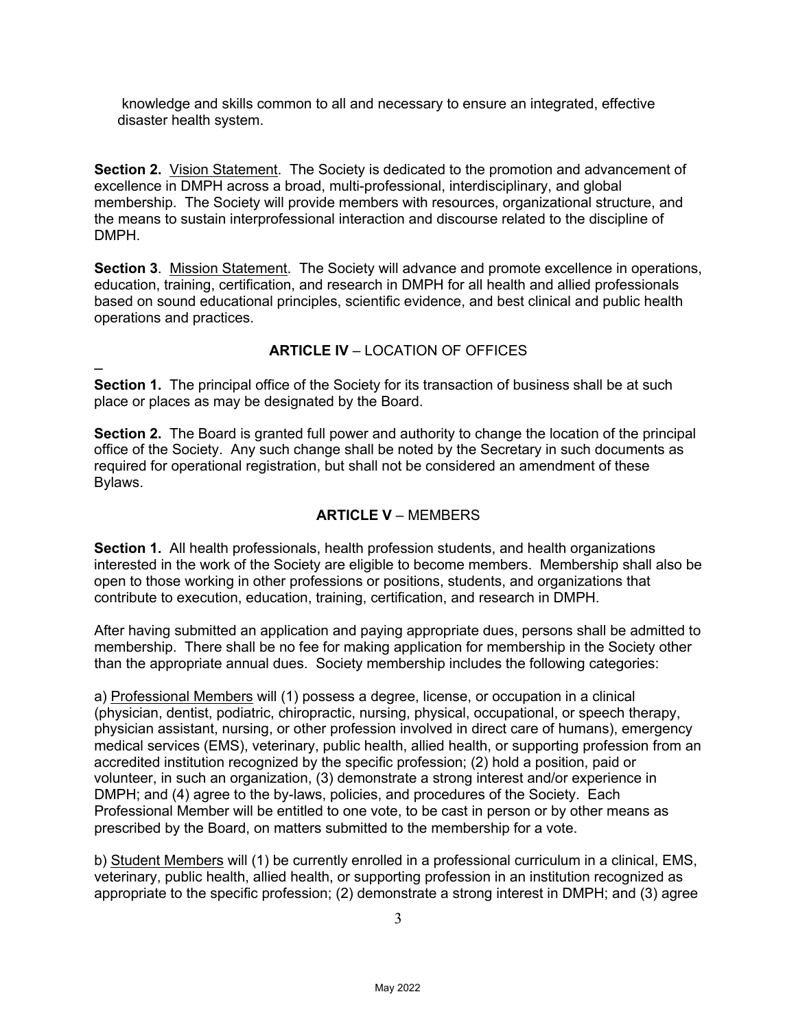knowledge and skills common to all and necessary to ensure an integrated, effective disaster health system.

**Section 2.** Vision Statement. The Society is dedicated to the promotion and advancement of excellence in DMPH across a broad, multi-professional, interdisciplinary, and global membership. The Society will provide members with resources, organizational structure, and the means to sustain interprofessional interaction and discourse related to the discipline of DMPH.

**Section 3**. Mission Statement. The Society will advance and promote excellence in operations, education, training, certification, and research in DMPH for all health and allied professionals based on sound educational principles, scientific evidence, and best clinical and public health operations and practices.

## ARTICLE IV – LOCATION OF OFFICES

–

**Section 1.** The principal office of the Society for its transaction of business shall be at such place or places as may be designated by the Board.

**Section 2.** The Board is granted full power and authority to change the location of the principal office of the Society. Any such change shall be noted by the Secretary in such documents as required for operational registration, but shall not be considered an amendment of these Bylaws.

## ARTICLE V – MEMBERS

**Section 1.** All health professionals, health profession students, and health organizations interested in the work of the Society are eligible to become members. Membership shall also be open to those working in other professions or positions, students, and organizations that contribute to execution, education, training, certification, and research in DMPH.

After having submitted an application and paying appropriate dues, persons shall be admitted to membership. There shall be no fee for making application for membership in the Society other than the appropriate annual dues. Society membership includes the following categories:

a) Professional Members will (1) possess a degree, license, or occupation in a clinical (physician, dentist, podiatric, chiropractic, nursing, physical, occupational, or speech therapy, physician assistant, nursing, or other profession involved in direct care of humans), emergency medical services (EMS), veterinary, public health, allied health, or supporting profession from an accredited institution recognized by the specific profession; (2) hold a position, paid or volunteer, in such an organization, (3) demonstrate a strong interest and/or experience in DMPH; and (4) agree to the by-laws, policies, and procedures of the Society. Each Professional Member will be entitled to one vote, to be cast in person or by other means as prescribed by the Board, on matters submitted to the membership for a vote.

b) Student Members will (1) be currently enrolled in a professional curriculum in a clinical, EMS, veterinary, public health, allied health, or supporting profession in an institution recognized as appropriate to the specific profession; (2) demonstrate a strong interest in DMPH; and (3) agree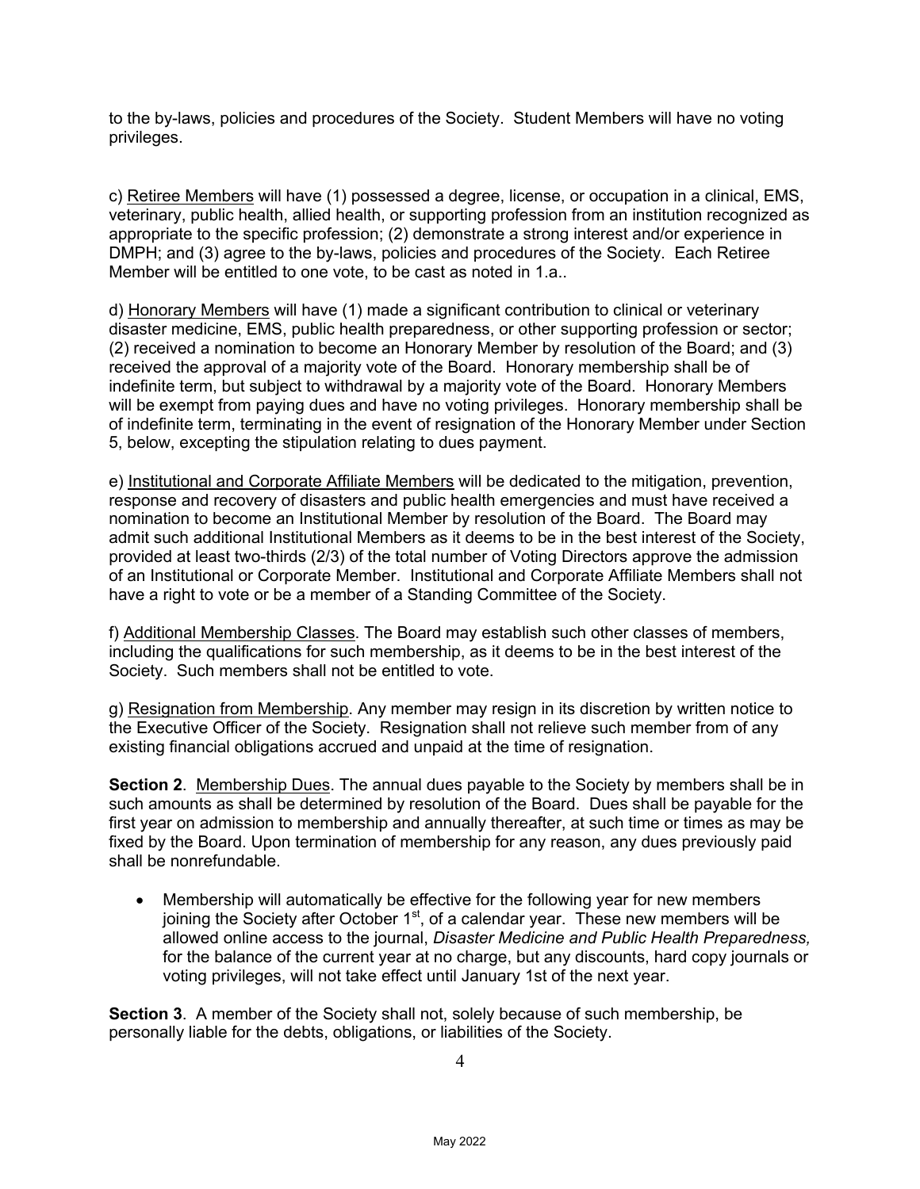to the by-laws, policies and procedures of the Society. Student Members will have no voting privileges.

c) <u>Retiree Members</u> will have (1) possessed a degree, license, or occupation in a clinical, EMS, veterinary, public health, allied health, or supporting profession from an institution recognized as appropriate to the specific profession; (2) demonstrate a strong interest and/or experience in DMPH; and (3) agree to the by-laws, policies and procedures of the Society. Each Retiree Member will be entitled to one vote, to be cast as noted in 1.a..

d) <u>Honorary Members</u> will have (1) made a significant contribution to clinical or veterinary disaster medicine, EMS, public health preparedness, or other supporting profession or sector; (2) received a nomination to become an Honorary Member by resolution of the Board; and (3) received the approval of a majority vote of the Board. Honorary membership shall be of indefinite term, but subject to withdrawal by a majority vote of the Board. Honorary Members will be exempt from paying dues and have no voting privileges. Honorary membership shall be of indefinite term, terminating in the event of resignation of the Honorary Member under Section 5, below, excepting the stipulation relating to dues payment.

e) <u>Institutional and Corporate Affiliate Members</u> will be dedicated to the mitigation, prevention, response and recovery of disasters and public health emergencies and must have received a nomination to become an Institutional Member by resolution of the Board. The Board may admit such additional Institutional Members as it deems to be in the best interest of the Society, provided at least two-thirds (2/3) of the total number of Voting Directors approve the admission of an Institutional or Corporate Member. Institutional and Corporate Affiliate Members shall not have a right to vote or be a member of a Standing Committee of the Society.

f) <u>Additional Membership Classes</u>. The Board may establish such other classes of members, including the qualifications for such membership, as it deems to be in the best interest of the Society. Such members shall not be entitled to vote.

g) <u>Resignation from Membership</u>. Any member may resign in its discretion by written notice to the Executive Officer of the Society. Resignation shall not relieve such member from of any existing financial obligations accrued and unpaid at the time of resignation.

**Section 2**. <u>Membership Dues</u>. The annual dues payable to the Society by members shall be in such amounts as shall be determined by resolution of the Board. Dues shall be payable for the first year on admission to membership and annually thereafter, at such time or times as may be fixed by the Board. Upon termination of membership for any reason, any dues previously paid shall be nonrefundable.

- Membership will automatically be effective for the following year for new members joining the Society after October 1st, of a calendar year. These new members will be allowed online access to the journal, *Disaster Medicine and Public Health Preparedness,* for the balance of the current year at no charge, but any discounts, hard copy journals or voting privileges, will not take effect until January 1st of the next year.

**Section 3**. A member of the Society shall not, solely because of such membership, be personally liable for the debts, obligations, or liabilities of the Society.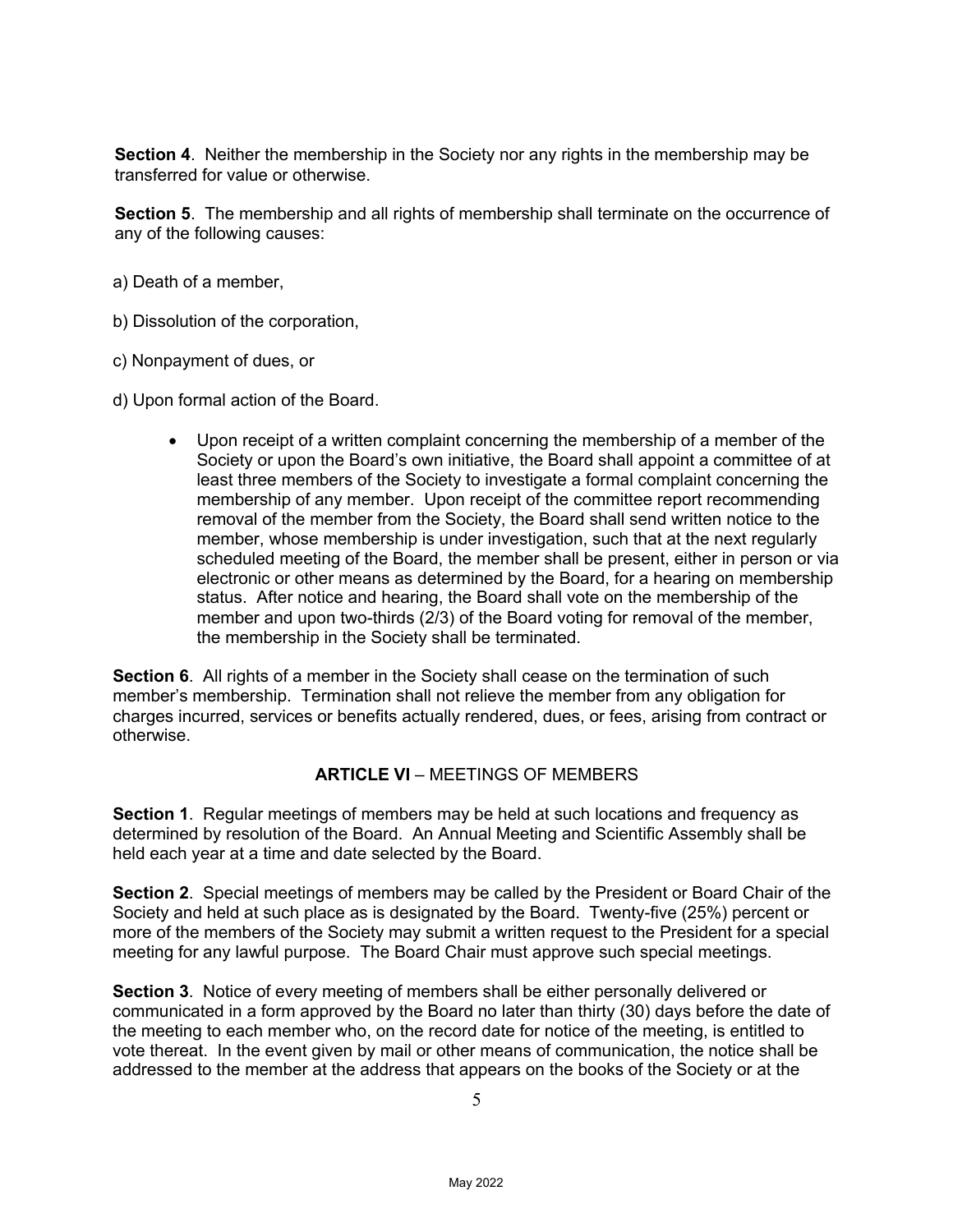**Section 4**. Neither the membership in the Society nor any rights in the membership may be transferred for value or otherwise.

**Section 5**. The membership and all rights of membership shall terminate on the occurrence of any of the following causes:

a) Death of a member,

b) Dissolution of the corporation,

c) Nonpayment of dues, or

d) Upon formal action of the Board.

- Upon receipt of a written complaint concerning the membership of a member of the Society or upon the Board's own initiative, the Board shall appoint a committee of at least three members of the Society to investigate a formal complaint concerning the membership of any member. Upon receipt of the committee report recommending removal of the member from the Society, the Board shall send written notice to the member, whose membership is under investigation, such that at the next regularly scheduled meeting of the Board, the member shall be present, either in person or via electronic or other means as determined by the Board, for a hearing on membership status. After notice and hearing, the Board shall vote on the membership of the member and upon two-thirds (2/3) of the Board voting for removal of the member, the membership in the Society shall be terminated.

**Section 6**. All rights of a member in the Society shall cease on the termination of such member's membership. Termination shall not relieve the member from any obligation for charges incurred, services or benefits actually rendered, dues, or fees, arising from contract or otherwise.

## **ARTICLE VI** – MEETINGS OF MEMBERS

**Section 1**. Regular meetings of members may be held at such locations and frequency as determined by resolution of the Board. An Annual Meeting and Scientific Assembly shall be held each year at a time and date selected by the Board.

**Section 2**. Special meetings of members may be called by the President or Board Chair of the Society and held at such place as is designated by the Board. Twenty-five (25%) percent or more of the members of the Society may submit a written request to the President for a special meeting for any lawful purpose. The Board Chair must approve such special meetings.

**Section 3**. Notice of every meeting of members shall be either personally delivered or communicated in a form approved by the Board no later than thirty (30) days before the date of the meeting to each member who, on the record date for notice of the meeting, is entitled to vote thereat. In the event given by mail or other means of communication, the notice shall be addressed to the member at the address that appears on the books of the Society or at the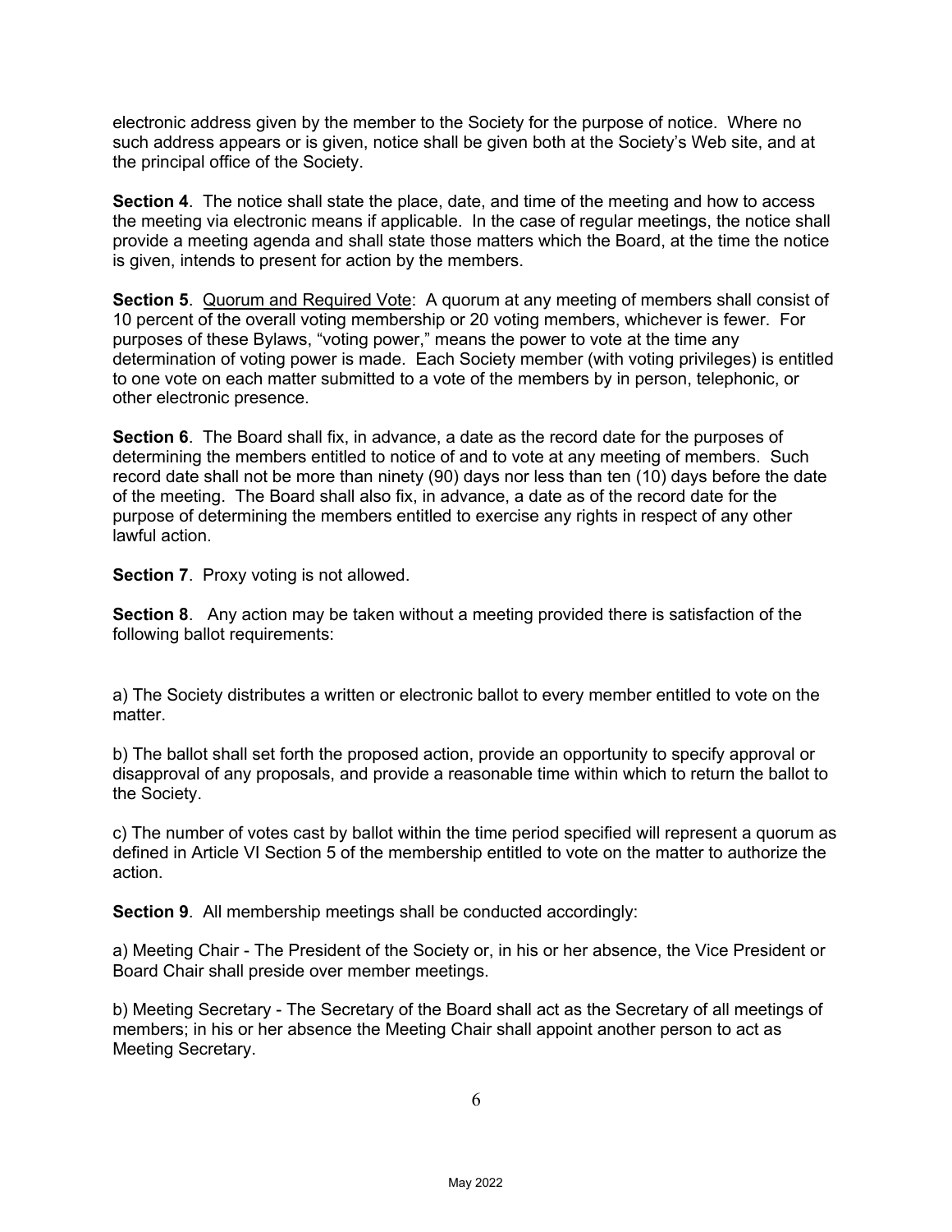electronic address given by the member to the Society for the purpose of notice. Where no such address appears or is given, notice shall be given both at the Society's Web site, and at the principal office of the Society.

**Section 4**. The notice shall state the place, date, and time of the meeting and how to access the meeting via electronic means if applicable. In the case of regular meetings, the notice shall provide a meeting agenda and shall state those matters which the Board, at the time the notice is given, intends to present for action by the members.

**Section 5**. <u>Quorum and Required Vote</u>: A quorum at any meeting of members shall consist of 10 percent of the overall voting membership or 20 voting members, whichever is fewer. For purposes of these Bylaws, "voting power," means the power to vote at the time any determination of voting power is made. Each Society member (with voting privileges) is entitled to one vote on each matter submitted to a vote of the members by in person, telephonic, or other electronic presence.

**Section 6**. The Board shall fix, in advance, a date as the record date for the purposes of determining the members entitled to notice of and to vote at any meeting of members. Such record date shall not be more than ninety (90) days nor less than ten (10) days before the date of the meeting. The Board shall also fix, in advance, a date as of the record date for the purpose of determining the members entitled to exercise any rights in respect of any other lawful action.

**Section 7**. Proxy voting is not allowed.

**Section 8**. Any action may be taken without a meeting provided there is satisfaction of the following ballot requirements:

a) The Society distributes a written or electronic ballot to every member entitled to vote on the matter.

b) The ballot shall set forth the proposed action, provide an opportunity to specify approval or disapproval of any proposals, and provide a reasonable time within which to return the ballot to the Society.

c) The number of votes cast by ballot within the time period specified will represent a quorum as defined in Article VI Section 5 of the membership entitled to vote on the matter to authorize the action.

**Section 9**. All membership meetings shall be conducted accordingly:

a) Meeting Chair - The President of the Society or, in his or her absence, the Vice President or Board Chair shall preside over member meetings.

b) Meeting Secretary - The Secretary of the Board shall act as the Secretary of all meetings of members; in his or her absence the Meeting Chair shall appoint another person to act as Meeting Secretary.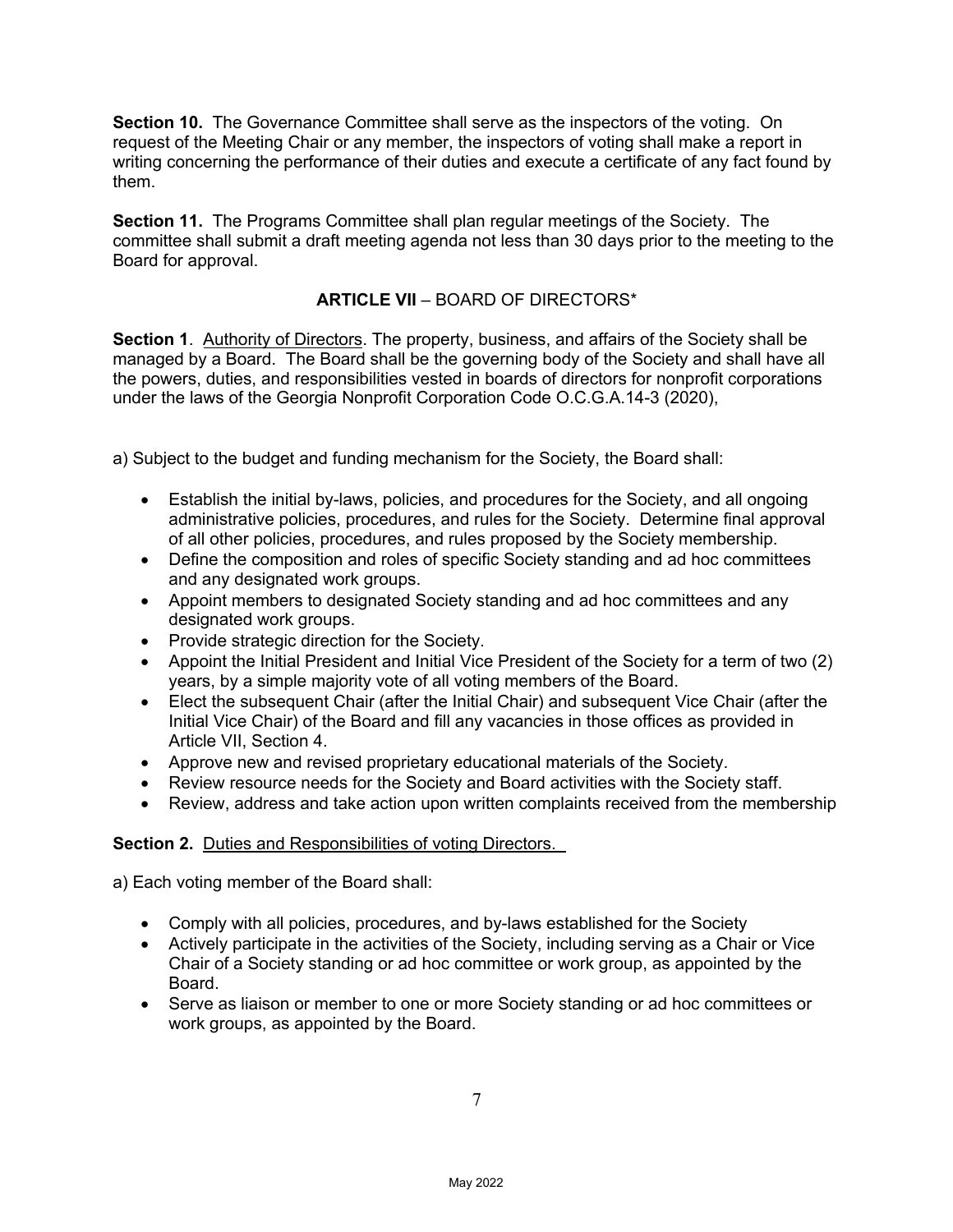**Section 10.** The Governance Committee shall serve as the inspectors of the voting. On request of the Meeting Chair or any member, the inspectors of voting shall make a report in writing concerning the performance of their duties and execute a certificate of any fact found by them.

**Section 11.** The Programs Committee shall plan regular meetings of the Society. The committee shall submit a draft meeting agenda not less than 30 days prior to the meeting to the Board for approval.

## ARTICLE VII – BOARD OF DIRECTORS*

**Section 1**. Authority of Directors. The property, business, and affairs of the Society shall be managed by a Board. The Board shall be the governing body of the Society and shall have all the powers, duties, and responsibilities vested in boards of directors for nonprofit corporations under the laws of the Georgia Nonprofit Corporation Code O.C.G.A.14-3 (2020),

a) Subject to the budget and funding mechanism for the Society, the Board shall:

- Establish the initial by-laws, policies, and procedures for the Society, and all ongoing administrative policies, procedures, and rules for the Society. Determine final approval of all other policies, procedures, and rules proposed by the Society membership.
- Define the composition and roles of specific Society standing and ad hoc committees and any designated work groups.
- Appoint members to designated Society standing and ad hoc committees and any designated work groups.
- Provide strategic direction for the Society.
- Appoint the Initial President and Initial Vice President of the Society for a term of two (2) years, by a simple majority vote of all voting members of the Board.
- Elect the subsequent Chair (after the Initial Chair) and subsequent Vice Chair (after the Initial Vice Chair) of the Board and fill any vacancies in those offices as provided in Article VII, Section 4.
- Approve new and revised proprietary educational materials of the Society.
- Review resource needs for the Society and Board activities with the Society staff.
- Review, address and take action upon written complaints received from the membership

**Section 2.** Duties and Responsibilities of voting Directors.

a) Each voting member of the Board shall:

- Comply with all policies, procedures, and by-laws established for the Society
- Actively participate in the activities of the Society, including serving as a Chair or Vice Chair of a Society standing or ad hoc committee or work group, as appointed by the Board.
- Serve as liaison or member to one or more Society standing or ad hoc committees or work groups, as appointed by the Board.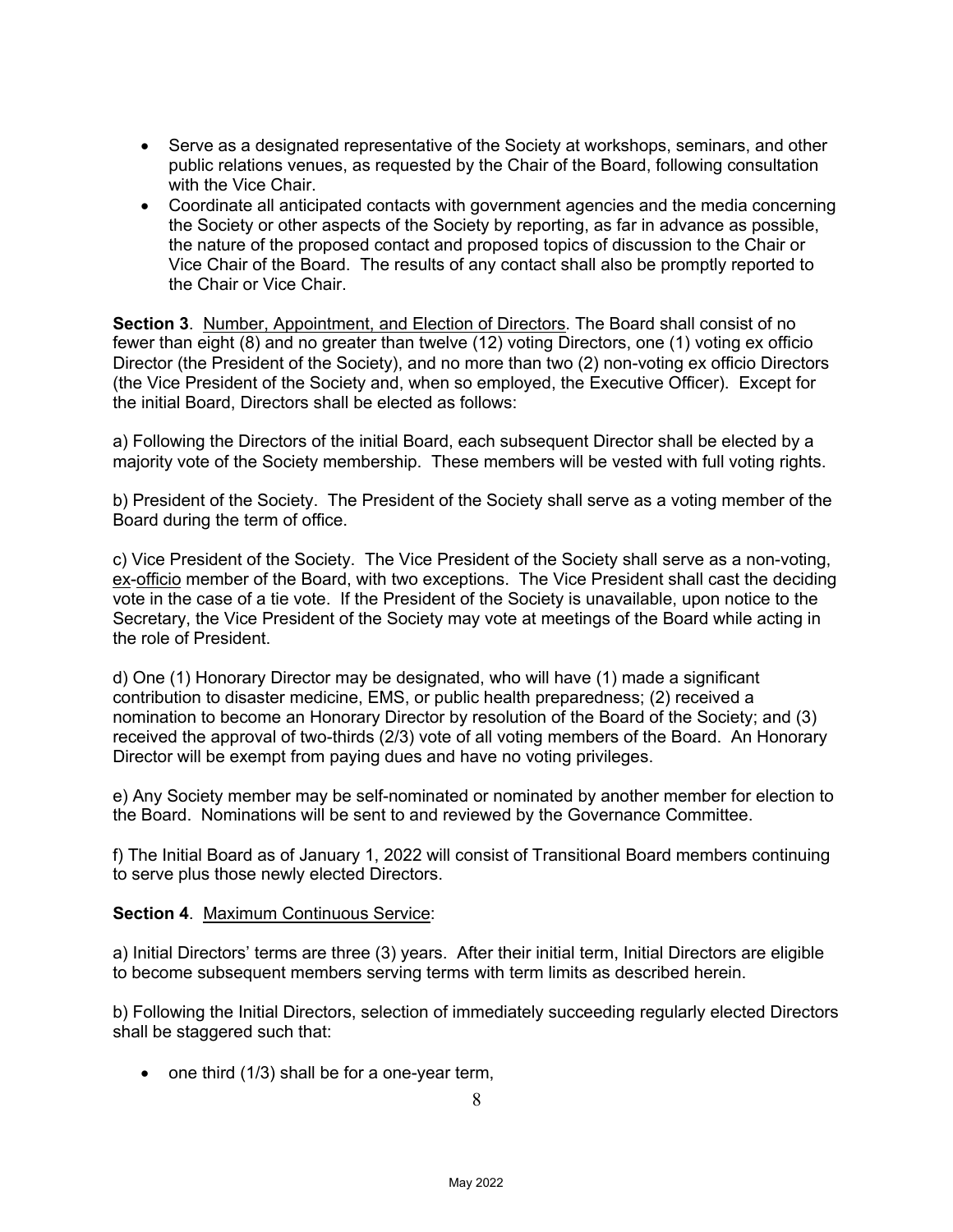- Serve as a designated representative of the Society at workshops, seminars, and other public relations venues, as requested by the Chair of the Board, following consultation with the Vice Chair.
- Coordinate all anticipated contacts with government agencies and the media concerning the Society or other aspects of the Society by reporting, as far in advance as possible, the nature of the proposed contact and proposed topics of discussion to the Chair or Vice Chair of the Board. The results of any contact shall also be promptly reported to the Chair or Vice Chair.

**Section 3**. Number, Appointment, and Election of Directors. The Board shall consist of no fewer than eight (8) and no greater than twelve (12) voting Directors, one (1) voting ex officio Director (the President of the Society), and no more than two (2) non-voting ex officio Directors (the Vice President of the Society and, when so employed, the Executive Officer). Except for the initial Board, Directors shall be elected as follows:

a) Following the Directors of the initial Board, each subsequent Director shall be elected by a majority vote of the Society membership. These members will be vested with full voting rights.

b) President of the Society. The President of the Society shall serve as a voting member of the Board during the term of office.

c) Vice President of the Society. The Vice President of the Society shall serve as a non-voting, ex-officio member of the Board, with two exceptions. The Vice President shall cast the deciding vote in the case of a tie vote. If the President of the Society is unavailable, upon notice to the Secretary, the Vice President of the Society may vote at meetings of the Board while acting in the role of President.

d) One (1) Honorary Director may be designated, who will have (1) made a significant contribution to disaster medicine, EMS, or public health preparedness; (2) received a nomination to become an Honorary Director by resolution of the Board of the Society; and (3) received the approval of two-thirds (2/3) vote of all voting members of the Board. An Honorary Director will be exempt from paying dues and have no voting privileges.

e) Any Society member may be self-nominated or nominated by another member for election to the Board. Nominations will be sent to and reviewed by the Governance Committee.

f) The Initial Board as of January 1, 2022 will consist of Transitional Board members continuing to serve plus those newly elected Directors.

**Section 4**. Maximum Continuous Service:

a) Initial Directors' terms are three (3) years. After their initial term, Initial Directors are eligible to become subsequent members serving terms with term limits as described herein.

b) Following the Initial Directors, selection of immediately succeeding regularly elected Directors shall be staggered such that:

- one third (1/3) shall be for a one-year term,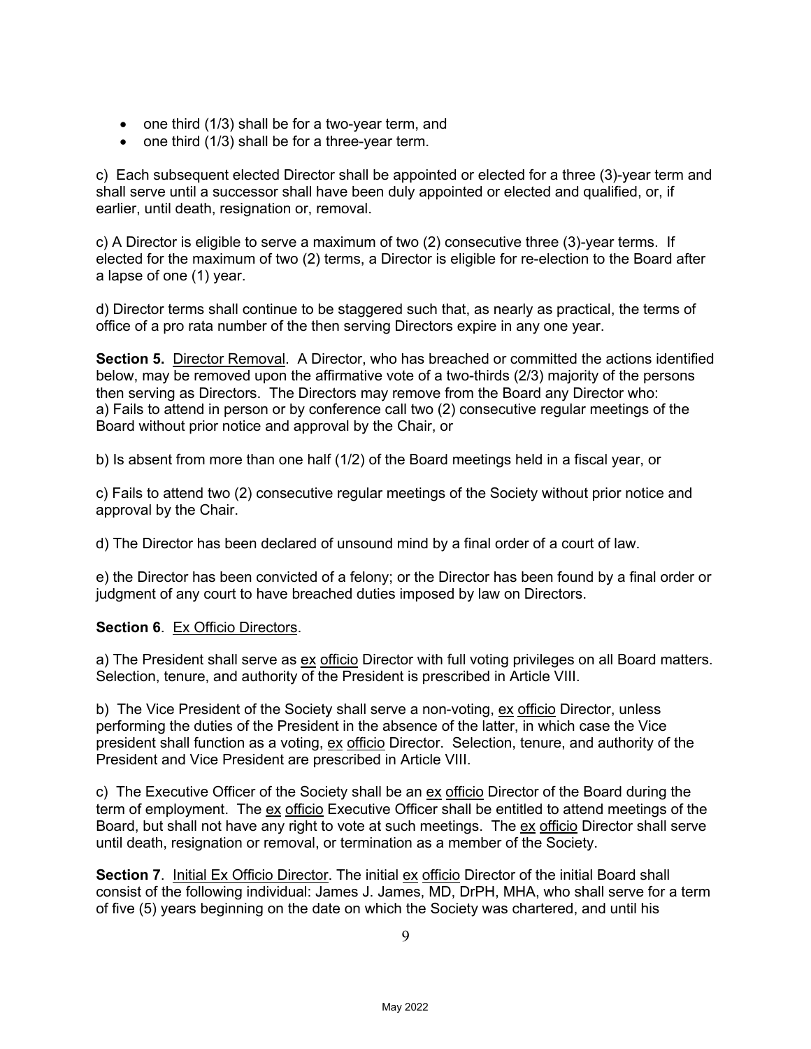- one third (1/3) shall be for a two-year term, and
- one third (1/3) shall be for a three-year term.

c) Each subsequent elected Director shall be appointed or elected for a three (3)-year term and shall serve until a successor shall have been duly appointed or elected and qualified, or, if earlier, until death, resignation or, removal.

c) A Director is eligible to serve a maximum of two (2) consecutive three (3)-year terms. If elected for the maximum of two (2) terms, a Director is eligible for re-election to the Board after a lapse of one (1) year.

d) Director terms shall continue to be staggered such that, as nearly as practical, the terms of office of a pro rata number of the then serving Directors expire in any one year.

**Section 5.** Director Removal. A Director, who has breached or committed the actions identified below, may be removed upon the affirmative vote of a two-thirds (2/3) majority of the persons then serving as Directors. The Directors may remove from the Board any Director who:
a) Fails to attend in person or by conference call two (2) consecutive regular meetings of the Board without prior notice and approval by the Chair, or

b) Is absent from more than one half (1/2) of the Board meetings held in a fiscal year, or

c) Fails to attend two (2) consecutive regular meetings of the Society without prior notice and approval by the Chair.

d) The Director has been declared of unsound mind by a final order of a court of law.

e) the Director has been convicted of a felony; or the Director has been found by a final order or judgment of any court to have breached duties imposed by law on Directors.

**Section 6**. Ex Officio Directors.

a) The President shall serve as ex officio Director with full voting privileges on all Board matters. Selection, tenure, and authority of the President is prescribed in Article VIII.

b) The Vice President of the Society shall serve a non-voting, ex officio Director, unless performing the duties of the President in the absence of the latter, in which case the Vice president shall function as a voting, ex officio Director. Selection, tenure, and authority of the President and Vice President are prescribed in Article VIII.

c) The Executive Officer of the Society shall be an ex officio Director of the Board during the term of employment. The ex officio Executive Officer shall be entitled to attend meetings of the Board, but shall not have any right to vote at such meetings. The ex officio Director shall serve until death, resignation or removal, or termination as a member of the Society.

**Section 7**. Initial Ex Officio Director. The initial ex officio Director of the initial Board shall consist of the following individual: James J. James, MD, DrPH, MHA, who shall serve for a term of five (5) years beginning on the date on which the Society was chartered, and until his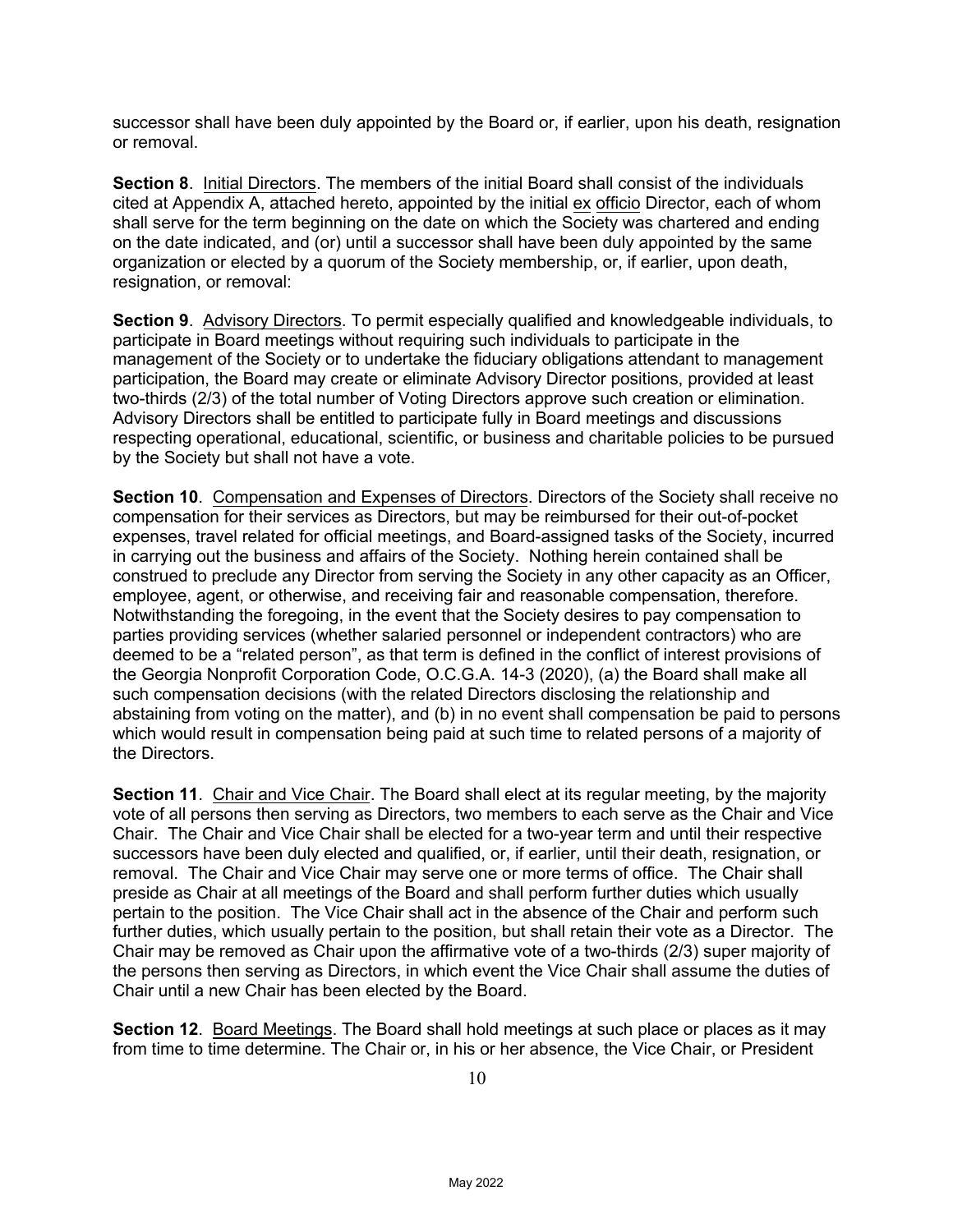successor shall have been duly appointed by the Board or, if earlier, upon his death, resignation or removal.

**Section 8**. Initial Directors. The members of the initial Board shall consist of the individuals cited at Appendix A, attached hereto, appointed by the initial ex officio Director, each of whom shall serve for the term beginning on the date on which the Society was chartered and ending on the date indicated, and (or) until a successor shall have been duly appointed by the same organization or elected by a quorum of the Society membership, or, if earlier, upon death, resignation, or removal:

**Section 9**. Advisory Directors. To permit especially qualified and knowledgeable individuals, to participate in Board meetings without requiring such individuals to participate in the management of the Society or to undertake the fiduciary obligations attendant to management participation, the Board may create or eliminate Advisory Director positions, provided at least two-thirds (2/3) of the total number of Voting Directors approve such creation or elimination. Advisory Directors shall be entitled to participate fully in Board meetings and discussions respecting operational, educational, scientific, or business and charitable policies to be pursued by the Society but shall not have a vote.

**Section 10**. Compensation and Expenses of Directors. Directors of the Society shall receive no compensation for their services as Directors, but may be reimbursed for their out-of-pocket expenses, travel related for official meetings, and Board-assigned tasks of the Society, incurred in carrying out the business and affairs of the Society. Nothing herein contained shall be construed to preclude any Director from serving the Society in any other capacity as an Officer, employee, agent, or otherwise, and receiving fair and reasonable compensation, therefore. Notwithstanding the foregoing, in the event that the Society desires to pay compensation to parties providing services (whether salaried personnel or independent contractors) who are deemed to be a "related person", as that term is defined in the conflict of interest provisions of the Georgia Nonprofit Corporation Code, O.C.G.A. 14-3 (2020), (a) the Board shall make all such compensation decisions (with the related Directors disclosing the relationship and abstaining from voting on the matter), and (b) in no event shall compensation be paid to persons which would result in compensation being paid at such time to related persons of a majority of the Directors.

**Section 11**. Chair and Vice Chair. The Board shall elect at its regular meeting, by the majority vote of all persons then serving as Directors, two members to each serve as the Chair and Vice Chair. The Chair and Vice Chair shall be elected for a two-year term and until their respective successors have been duly elected and qualified, or, if earlier, until their death, resignation, or removal. The Chair and Vice Chair may serve one or more terms of office. The Chair shall preside as Chair at all meetings of the Board and shall perform further duties which usually pertain to the position. The Vice Chair shall act in the absence of the Chair and perform such further duties, which usually pertain to the position, but shall retain their vote as a Director. The Chair may be removed as Chair upon the affirmative vote of a two-thirds (2/3) super majority of the persons then serving as Directors, in which event the Vice Chair shall assume the duties of Chair until a new Chair has been elected by the Board.

**Section 12**. Board Meetings. The Board shall hold meetings at such place or places as it may from time to time determine. The Chair or, in his or her absence, the Vice Chair, or President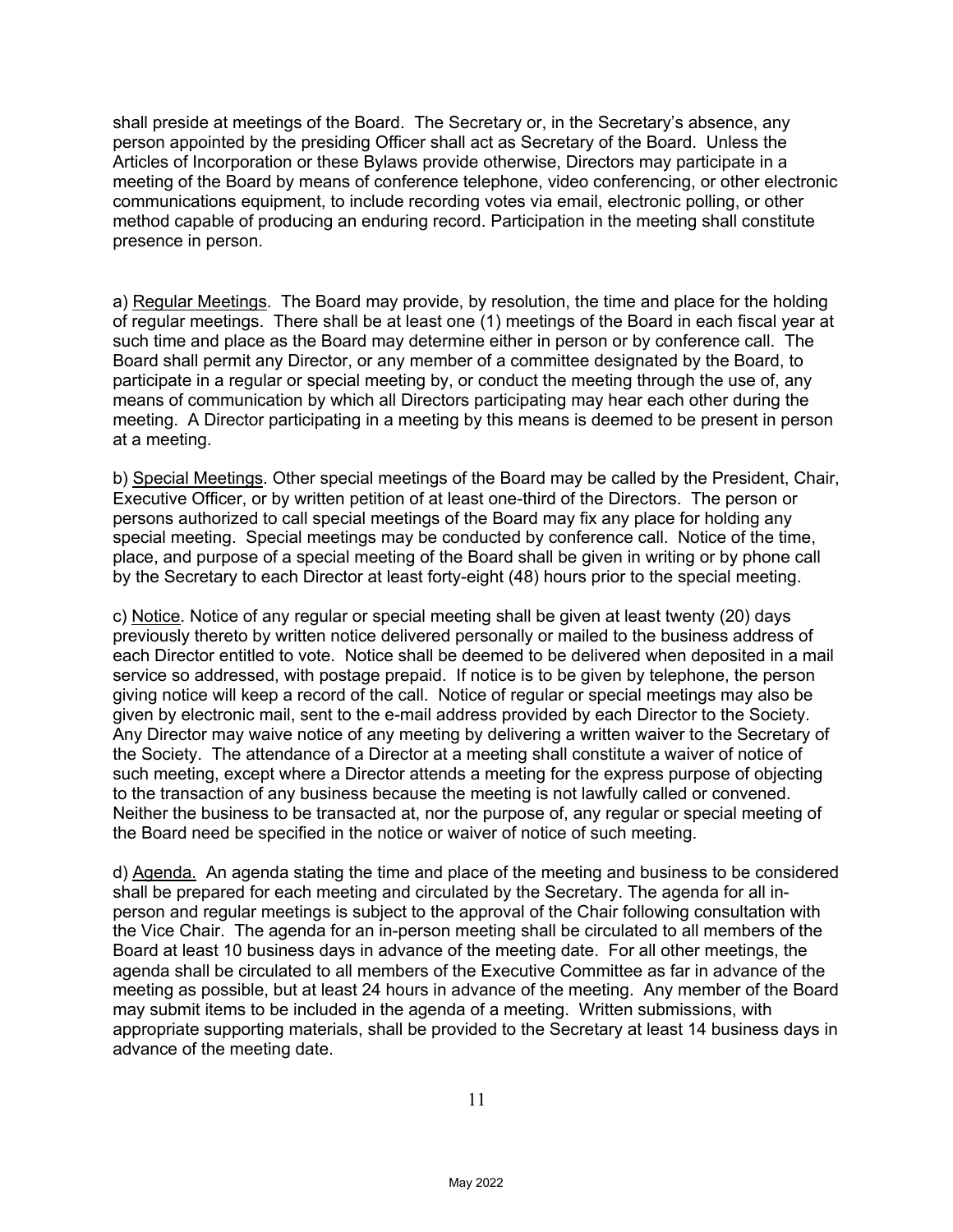shall preside at meetings of the Board. The Secretary or, in the Secretary's absence, any person appointed by the presiding Officer shall act as Secretary of the Board. Unless the Articles of Incorporation or these Bylaws provide otherwise, Directors may participate in a meeting of the Board by means of conference telephone, video conferencing, or other electronic communications equipment, to include recording votes via email, electronic polling, or other method capable of producing an enduring record. Participation in the meeting shall constitute presence in person.

a) Regular Meetings. The Board may provide, by resolution, the time and place for the holding of regular meetings. There shall be at least one (1) meetings of the Board in each fiscal year at such time and place as the Board may determine either in person or by conference call. The Board shall permit any Director, or any member of a committee designated by the Board, to participate in a regular or special meeting by, or conduct the meeting through the use of, any means of communication by which all Directors participating may hear each other during the meeting. A Director participating in a meeting by this means is deemed to be present in person at a meeting.

b) Special Meetings. Other special meetings of the Board may be called by the President, Chair, Executive Officer, or by written petition of at least one-third of the Directors. The person or persons authorized to call special meetings of the Board may fix any place for holding any special meeting. Special meetings may be conducted by conference call. Notice of the time, place, and purpose of a special meeting of the Board shall be given in writing or by phone call by the Secretary to each Director at least forty-eight (48) hours prior to the special meeting.

c) Notice. Notice of any regular or special meeting shall be given at least twenty (20) days previously thereto by written notice delivered personally or mailed to the business address of each Director entitled to vote. Notice shall be deemed to be delivered when deposited in a mail service so addressed, with postage prepaid. If notice is to be given by telephone, the person giving notice will keep a record of the call. Notice of regular or special meetings may also be given by electronic mail, sent to the e-mail address provided by each Director to the Society. Any Director may waive notice of any meeting by delivering a written waiver to the Secretary of the Society. The attendance of a Director at a meeting shall constitute a waiver of notice of such meeting, except where a Director attends a meeting for the express purpose of objecting to the transaction of any business because the meeting is not lawfully called or convened. Neither the business to be transacted at, nor the purpose of, any regular or special meeting of the Board need be specified in the notice or waiver of notice of such meeting.

d) Agenda. An agenda stating the time and place of the meeting and business to be considered shall be prepared for each meeting and circulated by the Secretary. The agenda for all in-person and regular meetings is subject to the approval of the Chair following consultation with the Vice Chair. The agenda for an in-person meeting shall be circulated to all members of the Board at least 10 business days in advance of the meeting date. For all other meetings, the agenda shall be circulated to all members of the Executive Committee as far in advance of the meeting as possible, but at least 24 hours in advance of the meeting. Any member of the Board may submit items to be included in the agenda of a meeting. Written submissions, with appropriate supporting materials, shall be provided to the Secretary at least 14 business days in advance of the meeting date.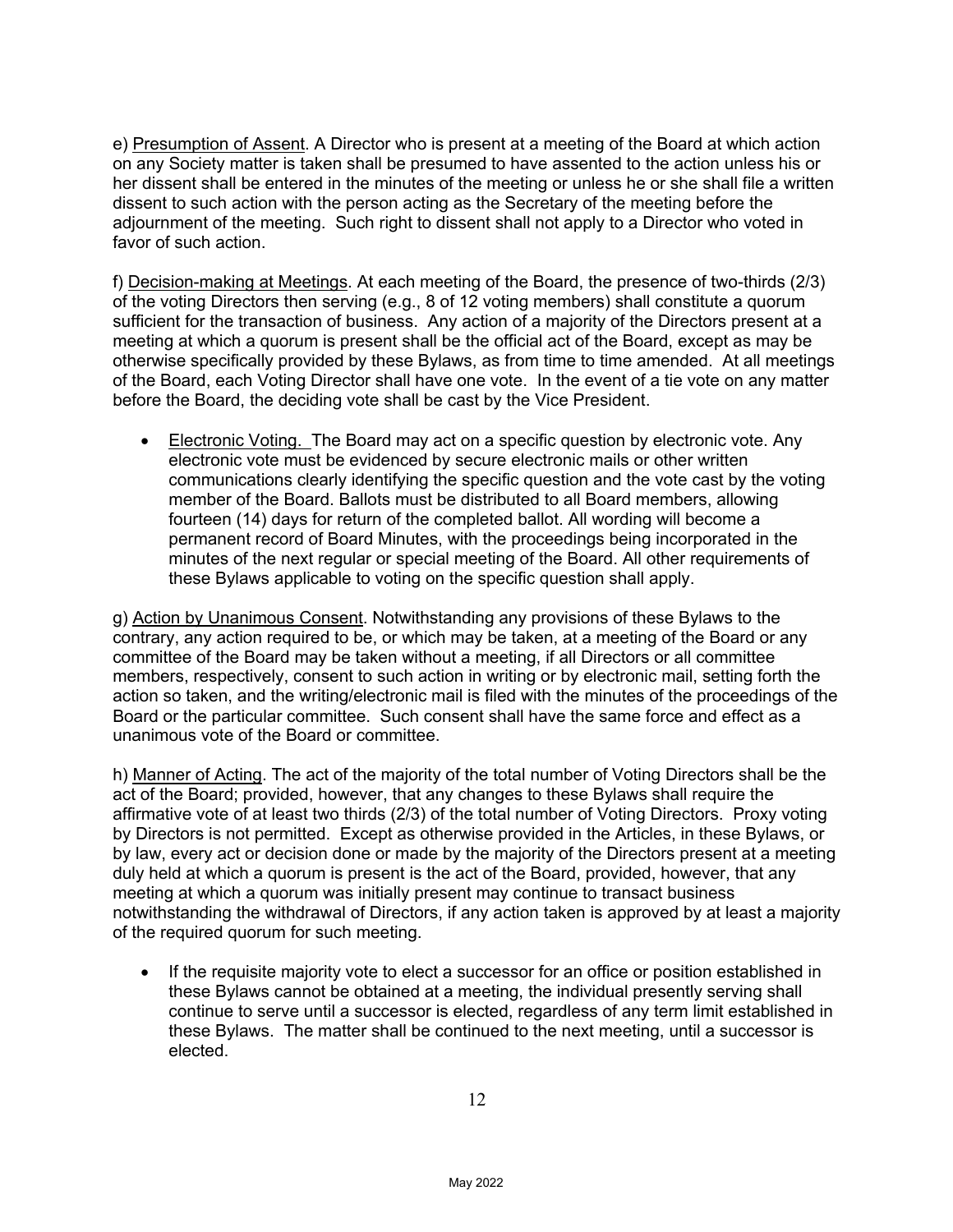e) <u>Presumption of Assent</u>. A Director who is present at a meeting of the Board at which action on any Society matter is taken shall be presumed to have assented to the action unless his or her dissent shall be entered in the minutes of the meeting or unless he or she shall file a written dissent to such action with the person acting as the Secretary of the meeting before the adjournment of the meeting. Such right to dissent shall not apply to a Director who voted in favor of such action.

f) <u>Decision-making at Meetings</u>. At each meeting of the Board, the presence of two-thirds (2/3) of the voting Directors then serving (e.g., 8 of 12 voting members) shall constitute a quorum sufficient for the transaction of business. Any action of a majority of the Directors present at a meeting at which a quorum is present shall be the official act of the Board, except as may be otherwise specifically provided by these Bylaws, as from time to time amended. At all meetings of the Board, each Voting Director shall have one vote. In the event of a tie vote on any matter before the Board, the deciding vote shall be cast by the Vice President.

- <u>Electronic Voting.</u> The Board may act on a specific question by electronic vote. Any electronic vote must be evidenced by secure electronic mails or other written communications clearly identifying the specific question and the vote cast by the voting member of the Board. Ballots must be distributed to all Board members, allowing fourteen (14) days for return of the completed ballot. All wording will become a permanent record of Board Minutes, with the proceedings being incorporated in the minutes of the next regular or special meeting of the Board. All other requirements of these Bylaws applicable to voting on the specific question shall apply.

g) <u>Action by Unanimous Consent</u>. Notwithstanding any provisions of these Bylaws to the contrary, any action required to be, or which may be taken, at a meeting of the Board or any committee of the Board may be taken without a meeting, if all Directors or all committee members, respectively, consent to such action in writing or by electronic mail, setting forth the action so taken, and the writing/electronic mail is filed with the minutes of the proceedings of the Board or the particular committee. Such consent shall have the same force and effect as a unanimous vote of the Board or committee.

h) <u>Manner of Acting</u>. The act of the majority of the total number of Voting Directors shall be the act of the Board; provided, however, that any changes to these Bylaws shall require the affirmative vote of at least two thirds (2/3) of the total number of Voting Directors. Proxy voting by Directors is not permitted. Except as otherwise provided in the Articles, in these Bylaws, or by law, every act or decision done or made by the majority of the Directors present at a meeting duly held at which a quorum is present is the act of the Board, provided, however, that any meeting at which a quorum was initially present may continue to transact business notwithstanding the withdrawal of Directors, if any action taken is approved by at least a majority of the required quorum for such meeting.

- If the requisite majority vote to elect a successor for an office or position established in these Bylaws cannot be obtained at a meeting, the individual presently serving shall continue to serve until a successor is elected, regardless of any term limit established in these Bylaws. The matter shall be continued to the next meeting, until a successor is elected.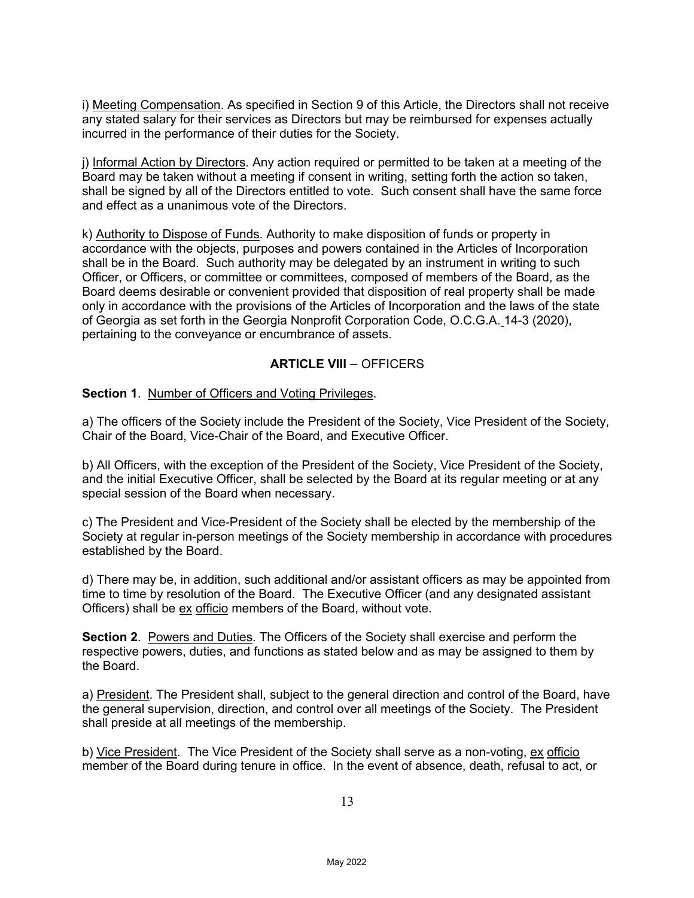i) Meeting Compensation. As specified in Section 9 of this Article, the Directors shall not receive any stated salary for their services as Directors but may be reimbursed for expenses actually incurred in the performance of their duties for the Society.

j) Informal Action by Directors. Any action required or permitted to be taken at a meeting of the Board may be taken without a meeting if consent in writing, setting forth the action so taken, shall be signed by all of the Directors entitled to vote. Such consent shall have the same force and effect as a unanimous vote of the Directors.

k) Authority to Dispose of Funds. Authority to make disposition of funds or property in accordance with the objects, purposes and powers contained in the Articles of Incorporation shall be in the Board. Such authority may be delegated by an instrument in writing to such Officer, or Officers, or committee or committees, composed of members of the Board, as the Board deems desirable or convenient provided that disposition of real property shall be made only in accordance with the provisions of the Articles of Incorporation and the laws of the state of Georgia as set forth in the Georgia Nonprofit Corporation Code, O.C.G.A. 14-3 (2020), pertaining to the conveyance or encumbrance of assets.

## ARTICLE VIII – OFFICERS

**Section 1**. Number of Officers and Voting Privileges.

a) The officers of the Society include the President of the Society, Vice President of the Society, Chair of the Board, Vice-Chair of the Board, and Executive Officer.

b) All Officers, with the exception of the President of the Society, Vice President of the Society, and the initial Executive Officer, shall be selected by the Board at its regular meeting or at any special session of the Board when necessary.

c) The President and Vice-President of the Society shall be elected by the membership of the Society at regular in-person meetings of the Society membership in accordance with procedures established by the Board.

d) There may be, in addition, such additional and/or assistant officers as may be appointed from time to time by resolution of the Board. The Executive Officer (and any designated assistant Officers) shall be ex officio members of the Board, without vote.

**Section 2**. Powers and Duties. The Officers of the Society shall exercise and perform the respective powers, duties, and functions as stated below and as may be assigned to them by the Board.

a) President. The President shall, subject to the general direction and control of the Board, have the general supervision, direction, and control over all meetings of the Society. The President shall preside at all meetings of the membership.

b) Vice President. The Vice President of the Society shall serve as a non-voting, ex officio member of the Board during tenure in office. In the event of absence, death, refusal to act, or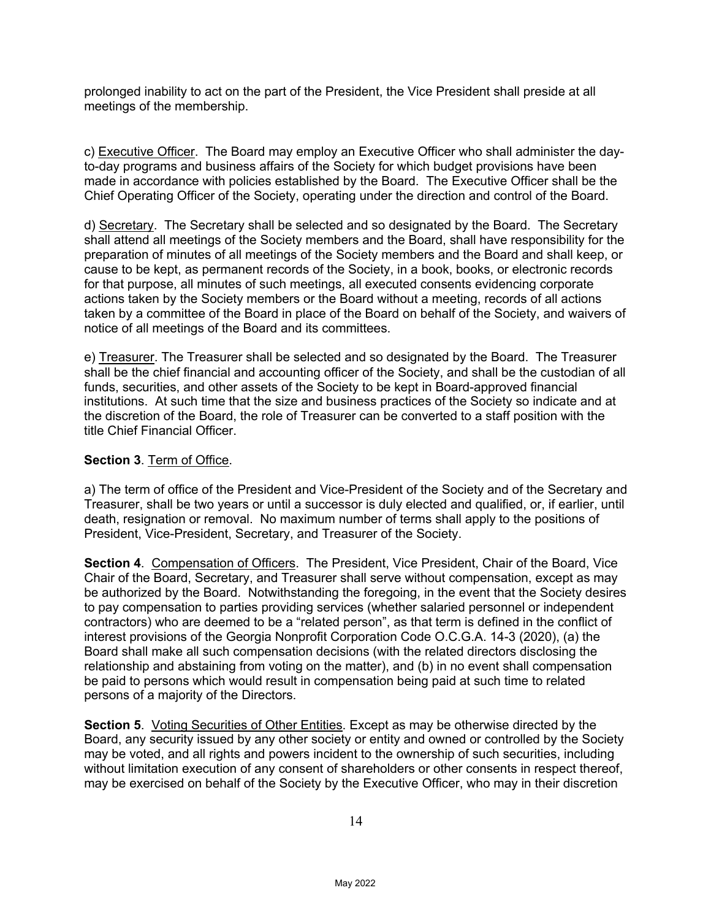prolonged inability to act on the part of the President, the Vice President shall preside at all meetings of the membership.

c) Executive Officer. The Board may employ an Executive Officer who shall administer the day-to-day programs and business affairs of the Society for which budget provisions have been made in accordance with policies established by the Board. The Executive Officer shall be the Chief Operating Officer of the Society, operating under the direction and control of the Board.

d) Secretary. The Secretary shall be selected and so designated by the Board. The Secretary shall attend all meetings of the Society members and the Board, shall have responsibility for the preparation of minutes of all meetings of the Society members and the Board and shall keep, or cause to be kept, as permanent records of the Society, in a book, books, or electronic records for that purpose, all minutes of such meetings, all executed consents evidencing corporate actions taken by the Society members or the Board without a meeting, records of all actions taken by a committee of the Board in place of the Board on behalf of the Society, and waivers of notice of all meetings of the Board and its committees.

e) Treasurer. The Treasurer shall be selected and so designated by the Board. The Treasurer shall be the chief financial and accounting officer of the Society, and shall be the custodian of all funds, securities, and other assets of the Society to be kept in Board-approved financial institutions. At such time that the size and business practices of the Society so indicate and at the discretion of the Board, the role of Treasurer can be converted to a staff position with the title Chief Financial Officer.

**Section 3**. Term of Office.

a) The term of office of the President and Vice-President of the Society and of the Secretary and Treasurer, shall be two years or until a successor is duly elected and qualified, or, if earlier, until death, resignation or removal. No maximum number of terms shall apply to the positions of President, Vice-President, Secretary, and Treasurer of the Society.

**Section 4**. Compensation of Officers. The President, Vice President, Chair of the Board, Vice Chair of the Board, Secretary, and Treasurer shall serve without compensation, except as may be authorized by the Board. Notwithstanding the foregoing, in the event that the Society desires to pay compensation to parties providing services (whether salaried personnel or independent contractors) who are deemed to be a "related person", as that term is defined in the conflict of interest provisions of the Georgia Nonprofit Corporation Code O.C.G.A. 14-3 (2020), (a) the Board shall make all such compensation decisions (with the related directors disclosing the relationship and abstaining from voting on the matter), and (b) in no event shall compensation be paid to persons which would result in compensation being paid at such time to related persons of a majority of the Directors.

**Section 5**. Voting Securities of Other Entities. Except as may be otherwise directed by the Board, any security issued by any other society or entity and owned or controlled by the Society may be voted, and all rights and powers incident to the ownership of such securities, including without limitation execution of any consent of shareholders or other consents in respect thereof, may be exercised on behalf of the Society by the Executive Officer, who may in their discretion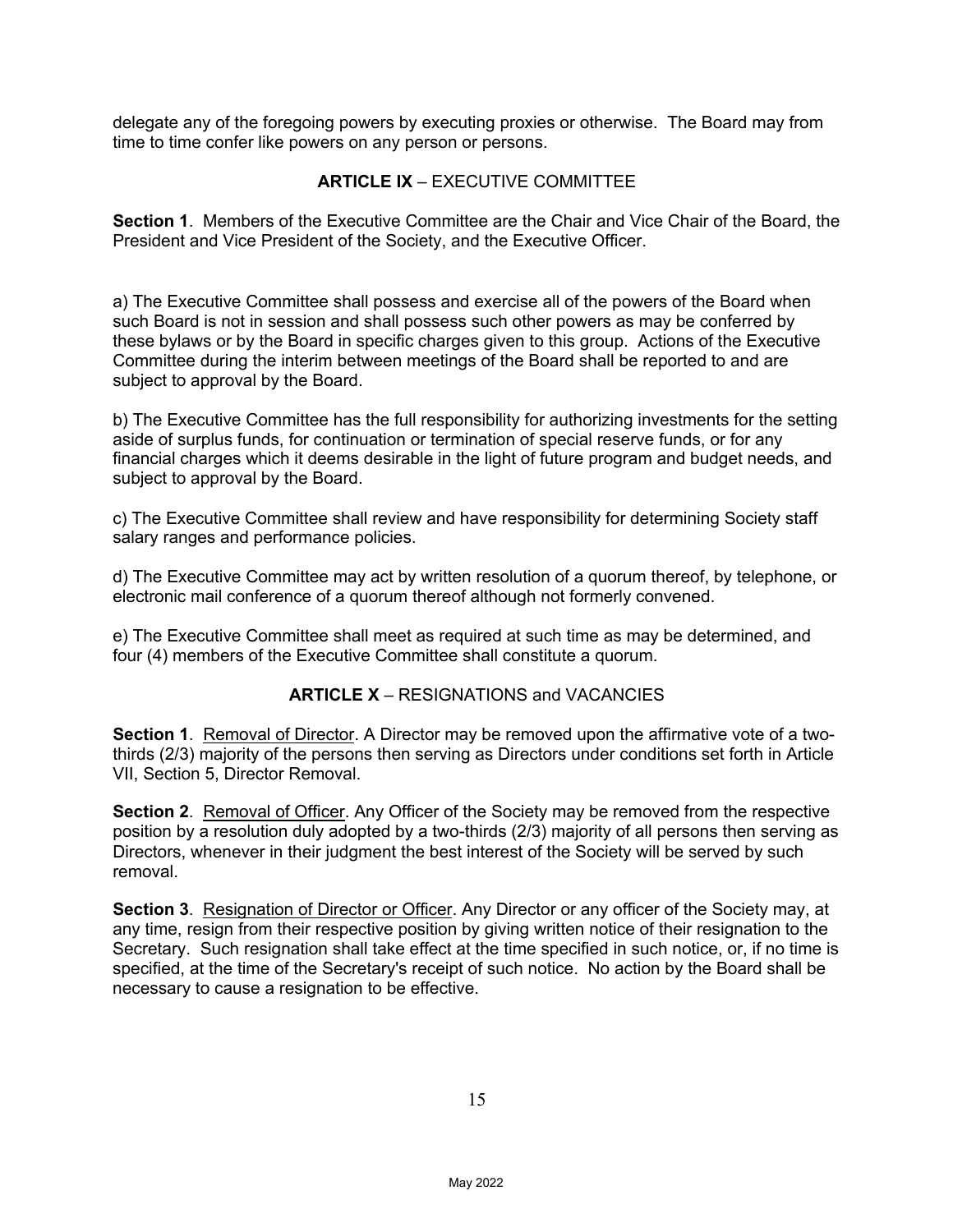delegate any of the foregoing powers by executing proxies or otherwise. The Board may from time to time confer like powers on any person or persons.

## **ARTICLE IX** – EXECUTIVE COMMITTEE

**Section 1**. Members of the Executive Committee are the Chair and Vice Chair of the Board, the President and Vice President of the Society, and the Executive Officer.

a) The Executive Committee shall possess and exercise all of the powers of the Board when such Board is not in session and shall possess such other powers as may be conferred by these bylaws or by the Board in specific charges given to this group. Actions of the Executive Committee during the interim between meetings of the Board shall be reported to and are subject to approval by the Board.

b) The Executive Committee has the full responsibility for authorizing investments for the setting aside of surplus funds, for continuation or termination of special reserve funds, or for any financial charges which it deems desirable in the light of future program and budget needs, and subject to approval by the Board.

c) The Executive Committee shall review and have responsibility for determining Society staff salary ranges and performance policies.

d) The Executive Committee may act by written resolution of a quorum thereof, by telephone, or electronic mail conference of a quorum thereof although not formerly convened.

e) The Executive Committee shall meet as required at such time as may be determined, and four (4) members of the Executive Committee shall constitute a quorum.

## **ARTICLE X** – RESIGNATIONS and VACANCIES

**Section 1**. Removal of Director. A Director may be removed upon the affirmative vote of a two-thirds (2/3) majority of the persons then serving as Directors under conditions set forth in Article VII, Section 5, Director Removal.

**Section 2**. Removal of Officer. Any Officer of the Society may be removed from the respective position by a resolution duly adopted by a two-thirds (2/3) majority of all persons then serving as Directors, whenever in their judgment the best interest of the Society will be served by such removal.

**Section 3**. Resignation of Director or Officer. Any Director or any officer of the Society may, at any time, resign from their respective position by giving written notice of their resignation to the Secretary. Such resignation shall take effect at the time specified in such notice, or, if no time is specified, at the time of the Secretary's receipt of such notice. No action by the Board shall be necessary to cause a resignation to be effective.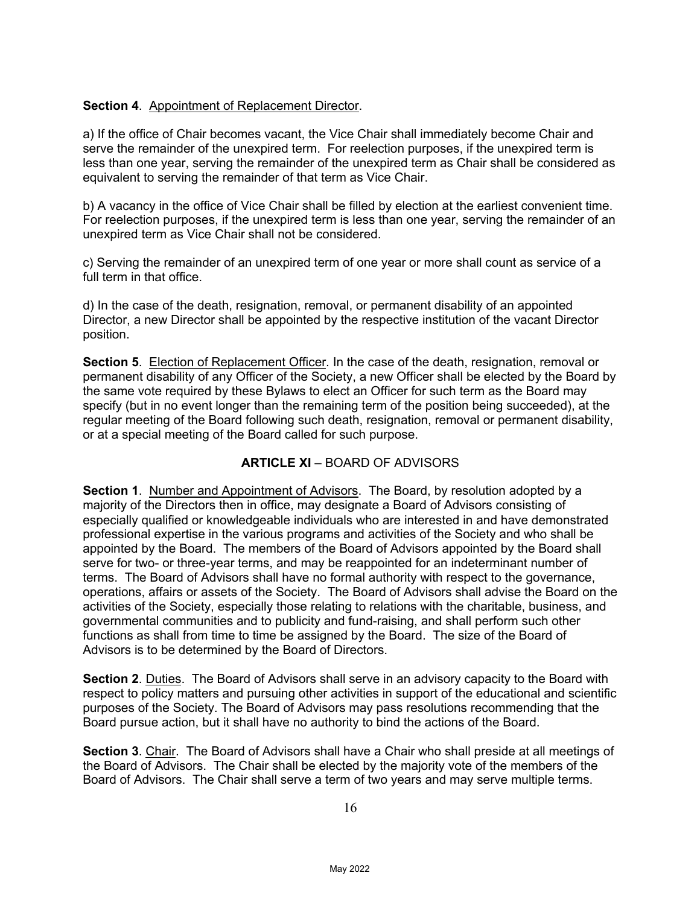**Section 4**. Appointment of Replacement Director.

a) If the office of Chair becomes vacant, the Vice Chair shall immediately become Chair and serve the remainder of the unexpired term. For reelection purposes, if the unexpired term is less than one year, serving the remainder of the unexpired term as Chair shall be considered as equivalent to serving the remainder of that term as Vice Chair.

b) A vacancy in the office of Vice Chair shall be filled by election at the earliest convenient time. For reelection purposes, if the unexpired term is less than one year, serving the remainder of an unexpired term as Vice Chair shall not be considered.

c) Serving the remainder of an unexpired term of one year or more shall count as service of a full term in that office.

d) In the case of the death, resignation, removal, or permanent disability of an appointed Director, a new Director shall be appointed by the respective institution of the vacant Director position.

**Section 5**. Election of Replacement Officer. In the case of the death, resignation, removal or permanent disability of any Officer of the Society, a new Officer shall be elected by the Board by the same vote required by these Bylaws to elect an Officer for such term as the Board may specify (but in no event longer than the remaining term of the position being succeeded), at the regular meeting of the Board following such death, resignation, removal or permanent disability, or at a special meeting of the Board called for such purpose.

## ARTICLE XI – BOARD OF ADVISORS

**Section 1**. Number and Appointment of Advisors. The Board, by resolution adopted by a majority of the Directors then in office, may designate a Board of Advisors consisting of especially qualified or knowledgeable individuals who are interested in and have demonstrated professional expertise in the various programs and activities of the Society and who shall be appointed by the Board. The members of the Board of Advisors appointed by the Board shall serve for two- or three-year terms, and may be reappointed for an indeterminant number of terms. The Board of Advisors shall have no formal authority with respect to the governance, operations, affairs or assets of the Society. The Board of Advisors shall advise the Board on the activities of the Society, especially those relating to relations with the charitable, business, and governmental communities and to publicity and fund-raising, and shall perform such other functions as shall from time to time be assigned by the Board. The size of the Board of Advisors is to be determined by the Board of Directors.

**Section 2**. Duties. The Board of Advisors shall serve in an advisory capacity to the Board with respect to policy matters and pursuing other activities in support of the educational and scientific purposes of the Society. The Board of Advisors may pass resolutions recommending that the Board pursue action, but it shall have no authority to bind the actions of the Board.

**Section 3**. Chair. The Board of Advisors shall have a Chair who shall preside at all meetings of the Board of Advisors. The Chair shall be elected by the majority vote of the members of the Board of Advisors. The Chair shall serve a term of two years and may serve multiple terms.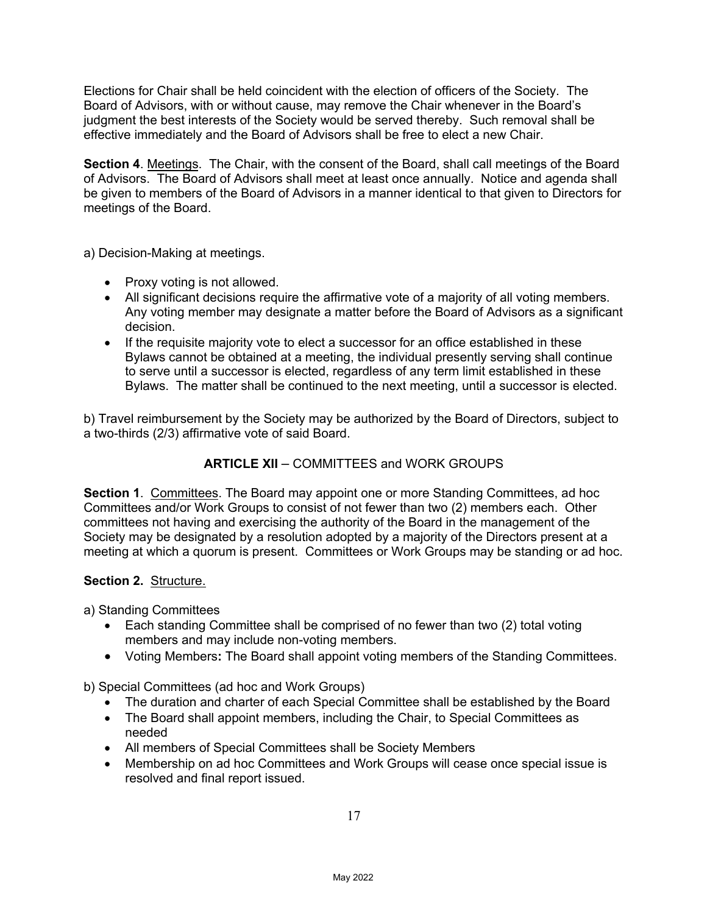Elections for Chair shall be held coincident with the election of officers of the Society. The Board of Advisors, with or without cause, may remove the Chair whenever in the Board's judgment the best interests of the Society would be served thereby. Such removal shall be effective immediately and the Board of Advisors shall be free to elect a new Chair.

**Section 4**. Meetings. The Chair, with the consent of the Board, shall call meetings of the Board of Advisors. The Board of Advisors shall meet at least once annually. Notice and agenda shall be given to members of the Board of Advisors in a manner identical to that given to Directors for meetings of the Board.

a) Decision-Making at meetings.

- Proxy voting is not allowed.
- All significant decisions require the affirmative vote of a majority of all voting members. Any voting member may designate a matter before the Board of Advisors as a significant decision.
- If the requisite majority vote to elect a successor for an office established in these Bylaws cannot be obtained at a meeting, the individual presently serving shall continue to serve until a successor is elected, regardless of any term limit established in these Bylaws. The matter shall be continued to the next meeting, until a successor is elected.

b) Travel reimbursement by the Society may be authorized by the Board of Directors, subject to a two-thirds (2/3) affirmative vote of said Board.

## **ARTICLE XII** – COMMITTEES and WORK GROUPS

**Section 1**. Committees. The Board may appoint one or more Standing Committees, ad hoc Committees and/or Work Groups to consist of not fewer than two (2) members each. Other committees not having and exercising the authority of the Board in the management of the Society may be designated by a resolution adopted by a majority of the Directors present at a meeting at which a quorum is present. Committees or Work Groups may be standing or ad hoc.

**Section 2.** Structure.

a) Standing Committees

- Each standing Committee shall be comprised of no fewer than two (2) total voting members and may include non-voting members.
- Voting Members**:** The Board shall appoint voting members of the Standing Committees.

b) Special Committees (ad hoc and Work Groups)

- The duration and charter of each Special Committee shall be established by the Board
- The Board shall appoint members, including the Chair, to Special Committees as needed
- All members of Special Committees shall be Society Members
- Membership on ad hoc Committees and Work Groups will cease once special issue is resolved and final report issued.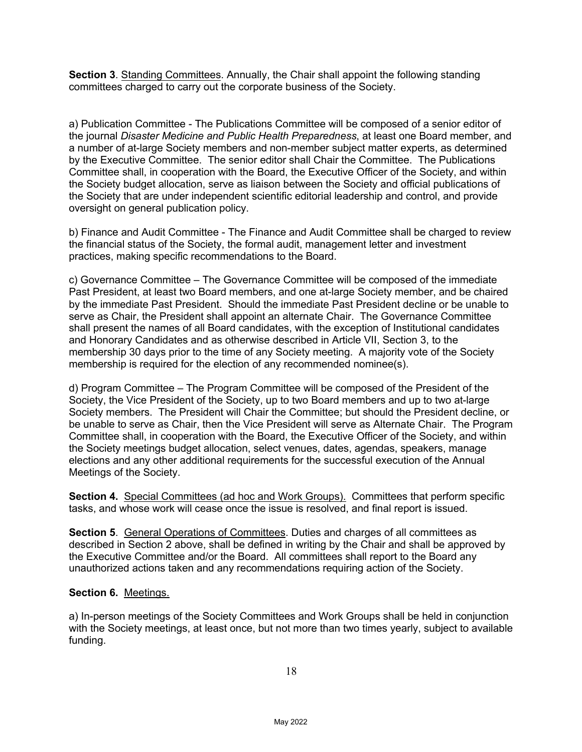**Section 3**. Standing Committees. Annually, the Chair shall appoint the following standing committees charged to carry out the corporate business of the Society.

a) Publication Committee - The Publications Committee will be composed of a senior editor of the journal *Disaster Medicine and Public Health Preparedness*, at least one Board member, and a number of at-large Society members and non-member subject matter experts, as determined by the Executive Committee. The senior editor shall Chair the Committee. The Publications Committee shall, in cooperation with the Board, the Executive Officer of the Society, and within the Society budget allocation, serve as liaison between the Society and official publications of the Society that are under independent scientific editorial leadership and control, and provide oversight on general publication policy.

b) Finance and Audit Committee - The Finance and Audit Committee shall be charged to review the financial status of the Society, the formal audit, management letter and investment practices, making specific recommendations to the Board.

c) Governance Committee – The Governance Committee will be composed of the immediate Past President, at least two Board members, and one at-large Society member, and be chaired by the immediate Past President. Should the immediate Past President decline or be unable to serve as Chair, the President shall appoint an alternate Chair. The Governance Committee shall present the names of all Board candidates, with the exception of Institutional candidates and Honorary Candidates and as otherwise described in Article VII, Section 3, to the membership 30 days prior to the time of any Society meeting. A majority vote of the Society membership is required for the election of any recommended nominee(s).

d) Program Committee – The Program Committee will be composed of the President of the Society, the Vice President of the Society, up to two Board members and up to two at-large Society members. The President will Chair the Committee; but should the President decline, or be unable to serve as Chair, then the Vice President will serve as Alternate Chair. The Program Committee shall, in cooperation with the Board, the Executive Officer of the Society, and within the Society meetings budget allocation, select venues, dates, agendas, speakers, manage elections and any other additional requirements for the successful execution of the Annual Meetings of the Society.

**Section 4.** Special Committees (ad hoc and Work Groups). Committees that perform specific tasks, and whose work will cease once the issue is resolved, and final report is issued.

**Section 5**. General Operations of Committees. Duties and charges of all committees as described in Section 2 above, shall be defined in writing by the Chair and shall be approved by the Executive Committee and/or the Board. All committees shall report to the Board any unauthorized actions taken and any recommendations requiring action of the Society.

**Section 6.** Meetings.

a) In-person meetings of the Society Committees and Work Groups shall be held in conjunction with the Society meetings, at least once, but not more than two times yearly, subject to available funding.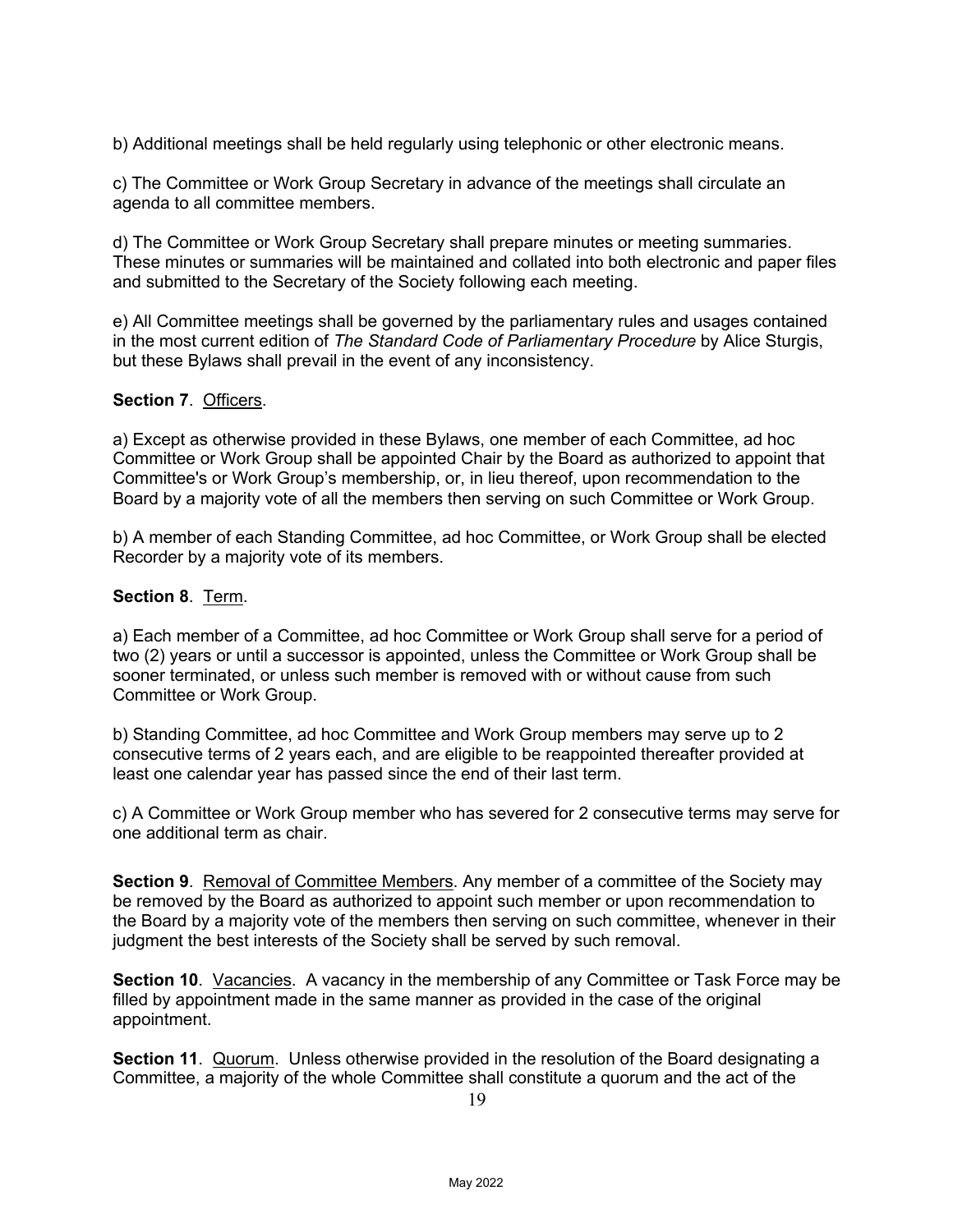b) Additional meetings shall be held regularly using telephonic or other electronic means.

c) The Committee or Work Group Secretary in advance of the meetings shall circulate an agenda to all committee members.

d) The Committee or Work Group Secretary shall prepare minutes or meeting summaries. These minutes or summaries will be maintained and collated into both electronic and paper files and submitted to the Secretary of the Society following each meeting.

e) All Committee meetings shall be governed by the parliamentary rules and usages contained in the most current edition of *The Standard Code of Parliamentary Procedure* by Alice Sturgis, but these Bylaws shall prevail in the event of any inconsistency.

**Section 7**. Officers.

a) Except as otherwise provided in these Bylaws, one member of each Committee, ad hoc Committee or Work Group shall be appointed Chair by the Board as authorized to appoint that Committee's or Work Group's membership, or, in lieu thereof, upon recommendation to the Board by a majority vote of all the members then serving on such Committee or Work Group.

b) A member of each Standing Committee, ad hoc Committee, or Work Group shall be elected Recorder by a majority vote of its members.

**Section 8**. Term.

a) Each member of a Committee, ad hoc Committee or Work Group shall serve for a period of two (2) years or until a successor is appointed, unless the Committee or Work Group shall be sooner terminated, or unless such member is removed with or without cause from such Committee or Work Group.

b) Standing Committee, ad hoc Committee and Work Group members may serve up to 2 consecutive terms of 2 years each, and are eligible to be reappointed thereafter provided at least one calendar year has passed since the end of their last term.

c) A Committee or Work Group member who has severed for 2 consecutive terms may serve for one additional term as chair.

**Section 9**. Removal of Committee Members. Any member of a committee of the Society may be removed by the Board as authorized to appoint such member or upon recommendation to the Board by a majority vote of the members then serving on such committee, whenever in their judgment the best interests of the Society shall be served by such removal.

**Section 10**. Vacancies. A vacancy in the membership of any Committee or Task Force may be filled by appointment made in the same manner as provided in the case of the original appointment.

**Section 11**. Quorum. Unless otherwise provided in the resolution of the Board designating a Committee, a majority of the whole Committee shall constitute a quorum and the act of the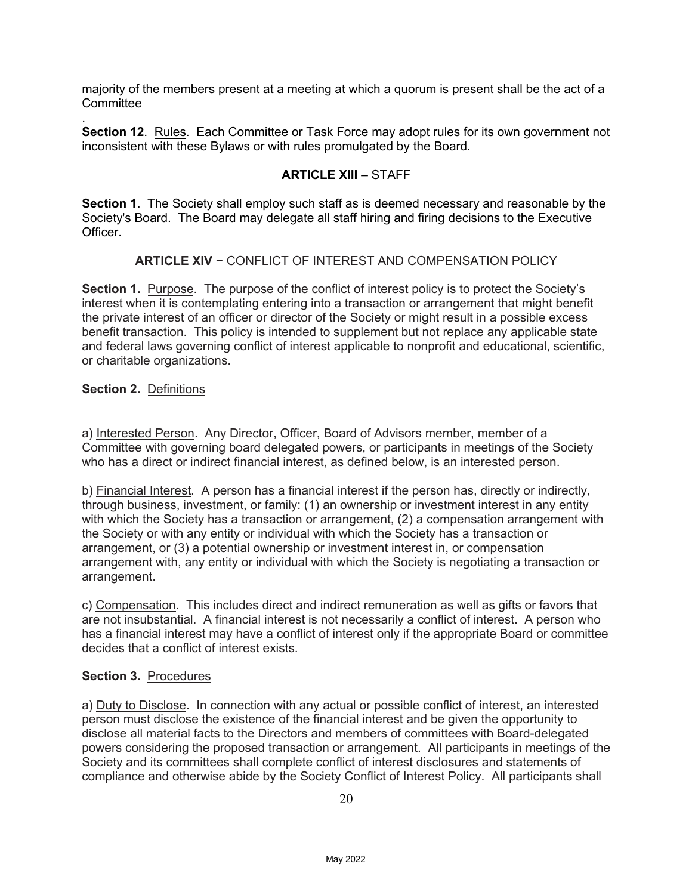majority of the members present at a meeting at which a quorum is present shall be the act of a Committee

.
**Section 12**. Rules. Each Committee or Task Force may adopt rules for its own government not inconsistent with these Bylaws or with rules promulgated by the Board.

## ARTICLE XIII – STAFF

**Section 1**. The Society shall employ such staff as is deemed necessary and reasonable by the Society's Board. The Board may delegate all staff hiring and firing decisions to the Executive Officer.

## ARTICLE XIV − CONFLICT OF INTEREST AND COMPENSATION POLICY

**Section 1.** Purpose. The purpose of the conflict of interest policy is to protect the Society's interest when it is contemplating entering into a transaction or arrangement that might benefit the private interest of an officer or director of the Society or might result in a possible excess benefit transaction. This policy is intended to supplement but not replace any applicable state and federal laws governing conflict of interest applicable to nonprofit and educational, scientific, or charitable organizations.

**Section 2.** Definitions

a) Interested Person. Any Director, Officer, Board of Advisors member, member of a Committee with governing board delegated powers, or participants in meetings of the Society who has a direct or indirect financial interest, as defined below, is an interested person.

b) Financial Interest. A person has a financial interest if the person has, directly or indirectly, through business, investment, or family: (1) an ownership or investment interest in any entity with which the Society has a transaction or arrangement, (2) a compensation arrangement with the Society or with any entity or individual with which the Society has a transaction or arrangement, or (3) a potential ownership or investment interest in, or compensation arrangement with, any entity or individual with which the Society is negotiating a transaction or arrangement.

c) Compensation. This includes direct and indirect remuneration as well as gifts or favors that are not insubstantial. A financial interest is not necessarily a conflict of interest. A person who has a financial interest may have a conflict of interest only if the appropriate Board or committee decides that a conflict of interest exists.

**Section 3.** Procedures

a) Duty to Disclose. In connection with any actual or possible conflict of interest, an interested person must disclose the existence of the financial interest and be given the opportunity to disclose all material facts to the Directors and members of committees with Board-delegated powers considering the proposed transaction or arrangement. All participants in meetings of the Society and its committees shall complete conflict of interest disclosures and statements of compliance and otherwise abide by the Society Conflict of Interest Policy. All participants shall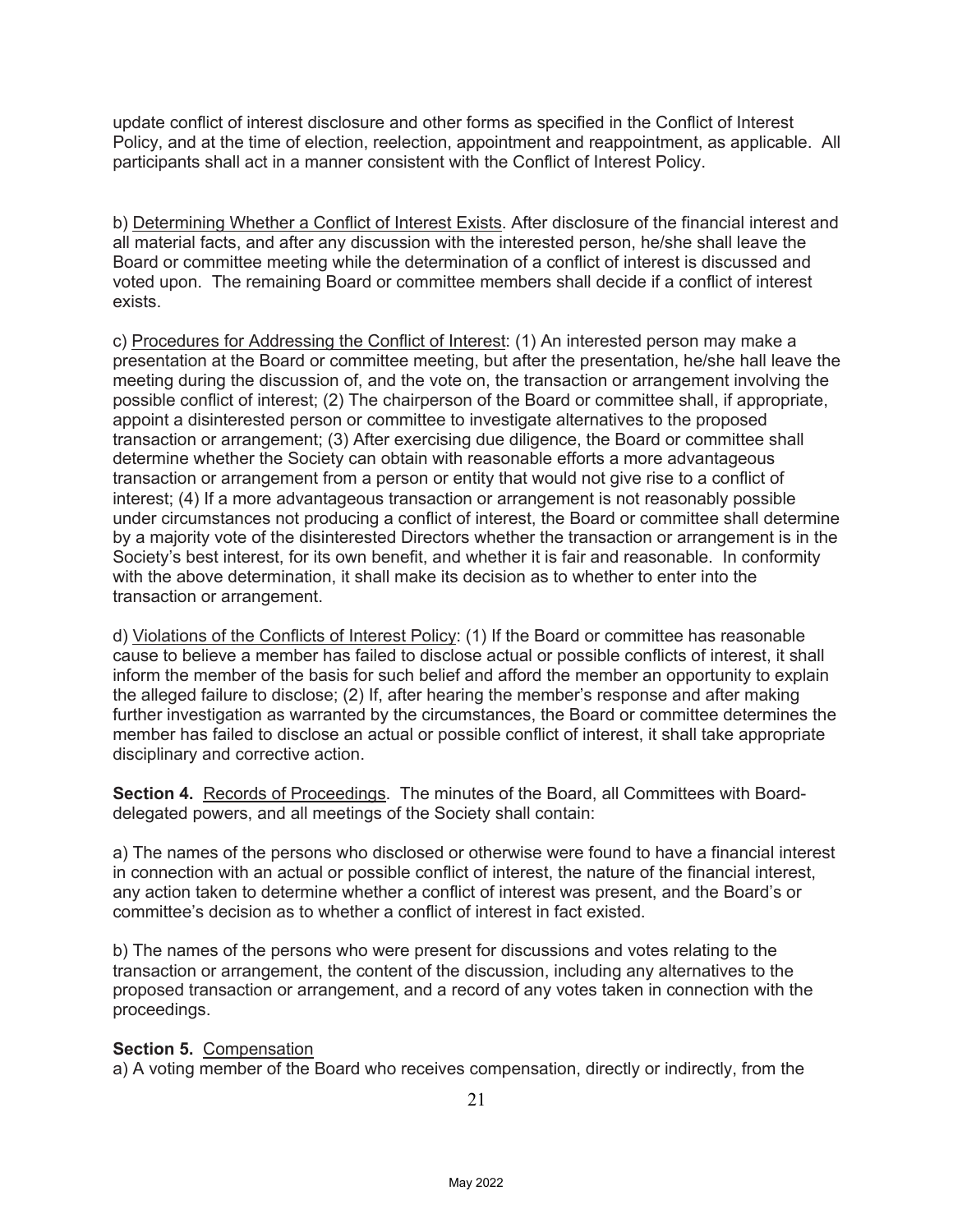update conflict of interest disclosure and other forms as specified in the Conflict of Interest Policy, and at the time of election, reelection, appointment and reappointment, as applicable. All participants shall act in a manner consistent with the Conflict of Interest Policy.

b) Determining Whether a Conflict of Interest Exists. After disclosure of the financial interest and all material facts, and after any discussion with the interested person, he/she shall leave the Board or committee meeting while the determination of a conflict of interest is discussed and voted upon. The remaining Board or committee members shall decide if a conflict of interest exists.

c) Procedures for Addressing the Conflict of Interest: (1) An interested person may make a presentation at the Board or committee meeting, but after the presentation, he/she hall leave the meeting during the discussion of, and the vote on, the transaction or arrangement involving the possible conflict of interest; (2) The chairperson of the Board or committee shall, if appropriate, appoint a disinterested person or committee to investigate alternatives to the proposed transaction or arrangement; (3) After exercising due diligence, the Board or committee shall determine whether the Society can obtain with reasonable efforts a more advantageous transaction or arrangement from a person or entity that would not give rise to a conflict of interest; (4) If a more advantageous transaction or arrangement is not reasonably possible under circumstances not producing a conflict of interest, the Board or committee shall determine by a majority vote of the disinterested Directors whether the transaction or arrangement is in the Society's best interest, for its own benefit, and whether it is fair and reasonable. In conformity with the above determination, it shall make its decision as to whether to enter into the transaction or arrangement.

d) Violations of the Conflicts of Interest Policy: (1) If the Board or committee has reasonable cause to believe a member has failed to disclose actual or possible conflicts of interest, it shall inform the member of the basis for such belief and afford the member an opportunity to explain the alleged failure to disclose; (2) If, after hearing the member's response and after making further investigation as warranted by the circumstances, the Board or committee determines the member has failed to disclose an actual or possible conflict of interest, it shall take appropriate disciplinary and corrective action.

**Section 4.** Records of Proceedings. The minutes of the Board, all Committees with Board-delegated powers, and all meetings of the Society shall contain:

a) The names of the persons who disclosed or otherwise were found to have a financial interest in connection with an actual or possible conflict of interest, the nature of the financial interest, any action taken to determine whether a conflict of interest was present, and the Board's or committee's decision as to whether a conflict of interest in fact existed.

b) The names of the persons who were present for discussions and votes relating to the transaction or arrangement, the content of the discussion, including any alternatives to the proposed transaction or arrangement, and a record of any votes taken in connection with the proceedings.

**Section 5.** Compensation

a) A voting member of the Board who receives compensation, directly or indirectly, from the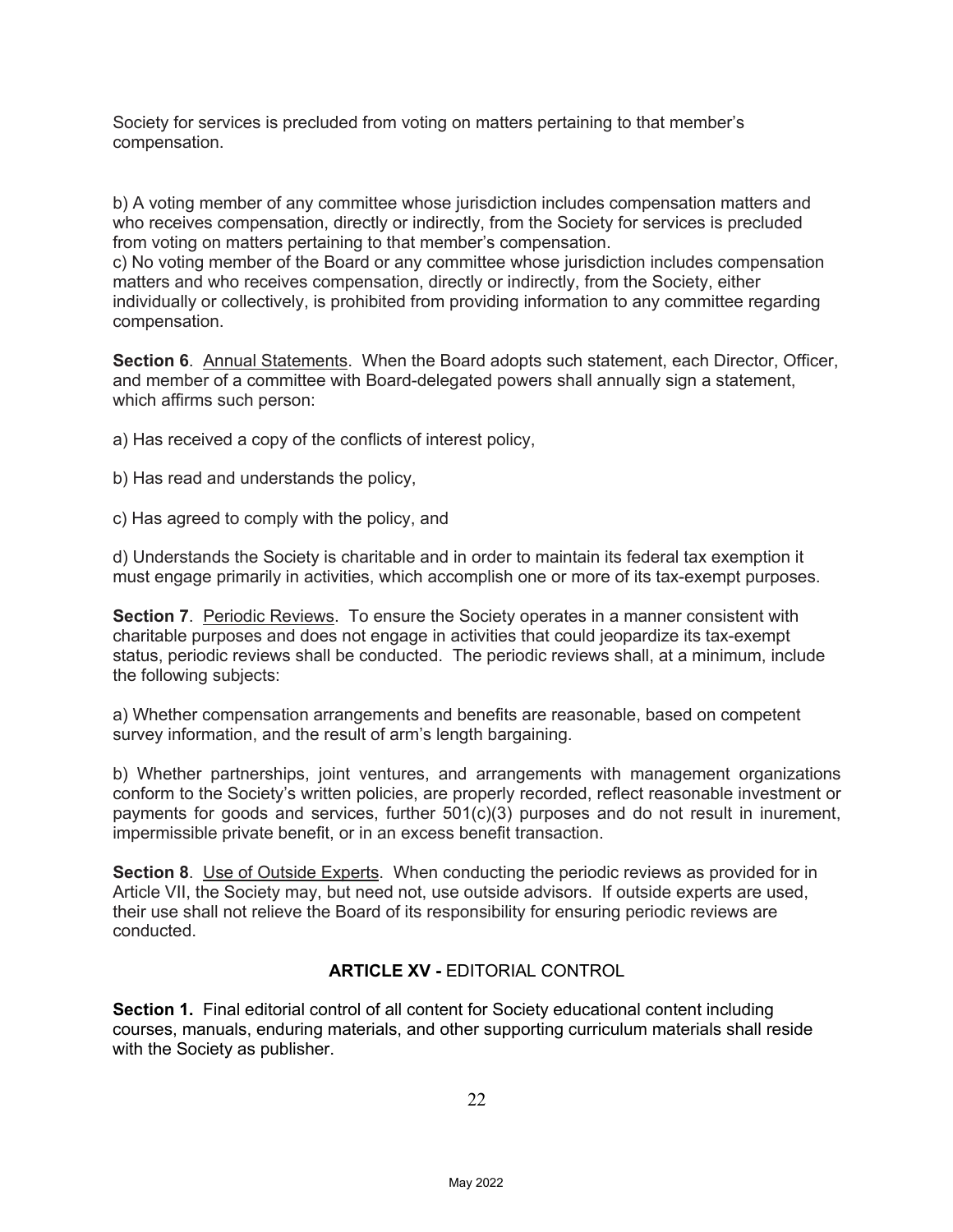Society for services is precluded from voting on matters pertaining to that member's compensation.

b) A voting member of any committee whose jurisdiction includes compensation matters and who receives compensation, directly or indirectly, from the Society for services is precluded from voting on matters pertaining to that member's compensation.
c) No voting member of the Board or any committee whose jurisdiction includes compensation matters and who receives compensation, directly or indirectly, from the Society, either individually or collectively, is prohibited from providing information to any committee regarding compensation.

**Section 6**. Annual Statements. When the Board adopts such statement, each Director, Officer, and member of a committee with Board-delegated powers shall annually sign a statement, which affirms such person:

a) Has received a copy of the conflicts of interest policy,

b) Has read and understands the policy,

c) Has agreed to comply with the policy, and

d) Understands the Society is charitable and in order to maintain its federal tax exemption it must engage primarily in activities, which accomplish one or more of its tax-exempt purposes.

**Section 7**. Periodic Reviews. To ensure the Society operates in a manner consistent with charitable purposes and does not engage in activities that could jeopardize its tax-exempt status, periodic reviews shall be conducted. The periodic reviews shall, at a minimum, include the following subjects:

a) Whether compensation arrangements and benefits are reasonable, based on competent survey information, and the result of arm's length bargaining.

b) Whether partnerships, joint ventures, and arrangements with management organizations conform to the Society's written policies, are properly recorded, reflect reasonable investment or payments for goods and services, further 501(c)(3) purposes and do not result in inurement, impermissible private benefit, or in an excess benefit transaction.

**Section 8**. Use of Outside Experts. When conducting the periodic reviews as provided for in Article VII, the Society may, but need not, use outside advisors. If outside experts are used, their use shall not relieve the Board of its responsibility for ensuring periodic reviews are conducted.

## ARTICLE XV - EDITORIAL CONTROL

**Section 1.** Final editorial control of all content for Society educational content including courses, manuals, enduring materials, and other supporting curriculum materials shall reside with the Society as publisher.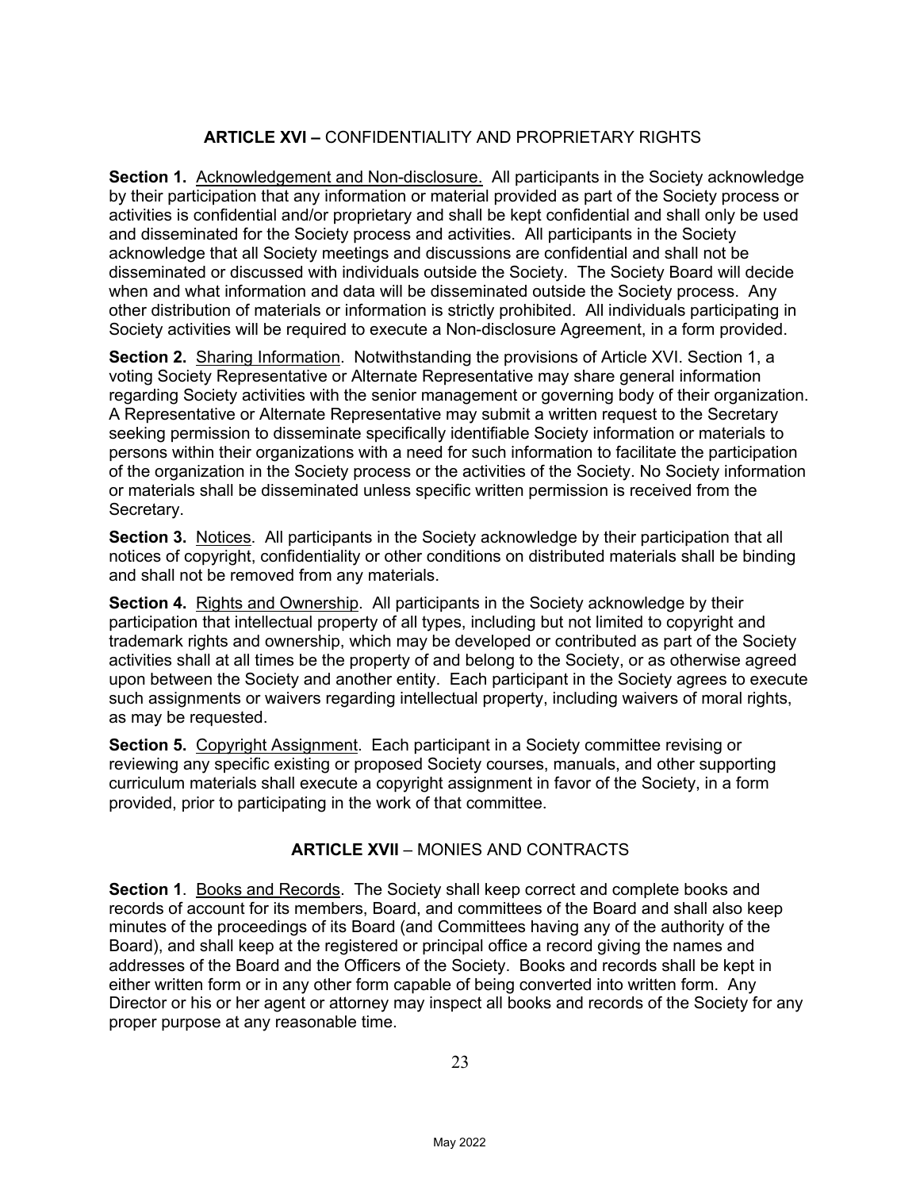## ARTICLE XVI – CONFIDENTIALITY AND PROPRIETARY RIGHTS

**Section 1.** Acknowledgement and Non-disclosure. All participants in the Society acknowledge by their participation that any information or material provided as part of the Society process or activities is confidential and/or proprietary and shall be kept confidential and shall only be used and disseminated for the Society process and activities. All participants in the Society acknowledge that all Society meetings and discussions are confidential and shall not be disseminated or discussed with individuals outside the Society. The Society Board will decide when and what information and data will be disseminated outside the Society process. Any other distribution of materials or information is strictly prohibited. All individuals participating in Society activities will be required to execute a Non-disclosure Agreement, in a form provided.

**Section 2.** Sharing Information. Notwithstanding the provisions of Article XVI. Section 1, a voting Society Representative or Alternate Representative may share general information regarding Society activities with the senior management or governing body of their organization. A Representative or Alternate Representative may submit a written request to the Secretary seeking permission to disseminate specifically identifiable Society information or materials to persons within their organizations with a need for such information to facilitate the participation of the organization in the Society process or the activities of the Society. No Society information or materials shall be disseminated unless specific written permission is received from the Secretary.

**Section 3.** Notices. All participants in the Society acknowledge by their participation that all notices of copyright, confidentiality or other conditions on distributed materials shall be binding and shall not be removed from any materials.

**Section 4.** Rights and Ownership. All participants in the Society acknowledge by their participation that intellectual property of all types, including but not limited to copyright and trademark rights and ownership, which may be developed or contributed as part of the Society activities shall at all times be the property of and belong to the Society, or as otherwise agreed upon between the Society and another entity. Each participant in the Society agrees to execute such assignments or waivers regarding intellectual property, including waivers of moral rights, as may be requested.

**Section 5.** Copyright Assignment. Each participant in a Society committee revising or reviewing any specific existing or proposed Society courses, manuals, and other supporting curriculum materials shall execute a copyright assignment in favor of the Society, in a form provided, prior to participating in the work of that committee.

## ARTICLE XVII – MONIES AND CONTRACTS

**Section 1**. Books and Records. The Society shall keep correct and complete books and records of account for its members, Board, and committees of the Board and shall also keep minutes of the proceedings of its Board (and Committees having any of the authority of the Board), and shall keep at the registered or principal office a record giving the names and addresses of the Board and the Officers of the Society. Books and records shall be kept in either written form or in any other form capable of being converted into written form. Any Director or his or her agent or attorney may inspect all books and records of the Society for any proper purpose at any reasonable time.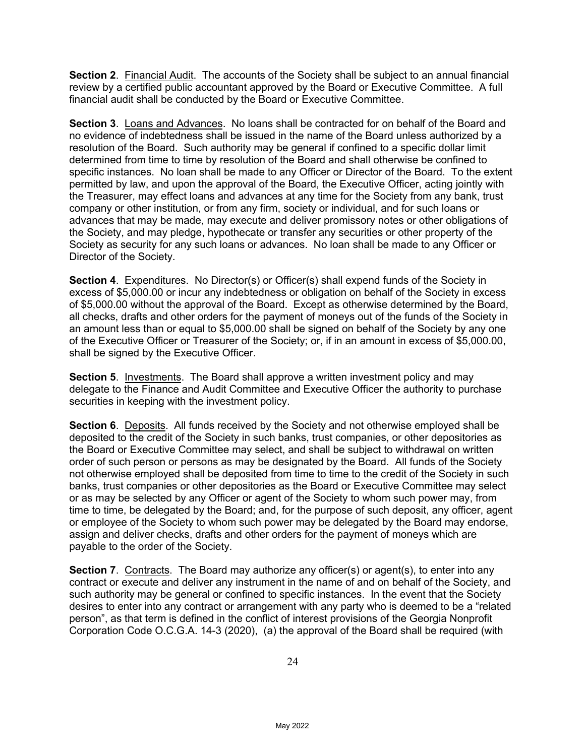**Section 2**. Financial Audit. The accounts of the Society shall be subject to an annual financial review by a certified public accountant approved by the Board or Executive Committee. A full financial audit shall be conducted by the Board or Executive Committee.

**Section 3**. Loans and Advances. No loans shall be contracted for on behalf of the Board and no evidence of indebtedness shall be issued in the name of the Board unless authorized by a resolution of the Board. Such authority may be general if confined to a specific dollar limit determined from time to time by resolution of the Board and shall otherwise be confined to specific instances. No loan shall be made to any Officer or Director of the Board. To the extent permitted by law, and upon the approval of the Board, the Executive Officer, acting jointly with the Treasurer, may effect loans and advances at any time for the Society from any bank, trust company or other institution, or from any firm, society or individual, and for such loans or advances that may be made, may execute and deliver promissory notes or other obligations of the Society, and may pledge, hypothecate or transfer any securities or other property of the Society as security for any such loans or advances. No loan shall be made to any Officer or Director of the Society.

**Section 4**. Expenditures. No Director(s) or Officer(s) shall expend funds of the Society in excess of $5,000.00 or incur any indebtedness or obligation on behalf of the Society in excess of $5,000.00 without the approval of the Board. Except as otherwise determined by the Board, all checks, drafts and other orders for the payment of moneys out of the funds of the Society in an amount less than or equal to $5,000.00 shall be signed on behalf of the Society by any one of the Executive Officer or Treasurer of the Society; or, if in an amount in excess of $5,000.00, shall be signed by the Executive Officer.

**Section 5**. Investments. The Board shall approve a written investment policy and may delegate to the Finance and Audit Committee and Executive Officer the authority to purchase securities in keeping with the investment policy.

**Section 6**. Deposits. All funds received by the Society and not otherwise employed shall be deposited to the credit of the Society in such banks, trust companies, or other depositories as the Board or Executive Committee may select, and shall be subject to withdrawal on written order of such person or persons as may be designated by the Board. All funds of the Society not otherwise employed shall be deposited from time to time to the credit of the Society in such banks, trust companies or other depositories as the Board or Executive Committee may select or as may be selected by any Officer or agent of the Society to whom such power may, from time to time, be delegated by the Board; and, for the purpose of such deposit, any officer, agent or employee of the Society to whom such power may be delegated by the Board may endorse, assign and deliver checks, drafts and other orders for the payment of moneys which are payable to the order of the Society.

**Section 7**. Contracts. The Board may authorize any officer(s) or agent(s), to enter into any contract or execute and deliver any instrument in the name of and on behalf of the Society, and such authority may be general or confined to specific instances. In the event that the Society desires to enter into any contract or arrangement with any party who is deemed to be a "related person", as that term is defined in the conflict of interest provisions of the Georgia Nonprofit Corporation Code O.C.G.A. 14-3 (2020), (a) the approval of the Board shall be required (with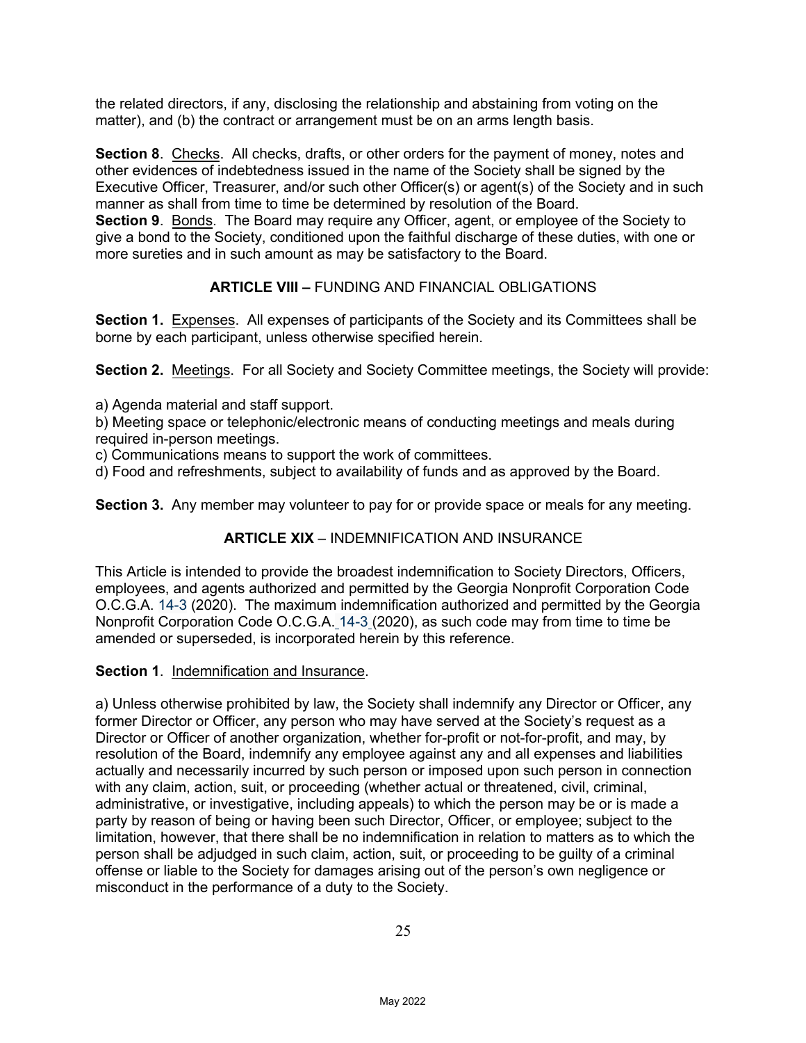the related directors, if any, disclosing the relationship and abstaining from voting on the matter), and (b) the contract or arrangement must be on an arms length basis.

**Section 8**. Checks. All checks, drafts, or other orders for the payment of money, notes and other evidences of indebtedness issued in the name of the Society shall be signed by the Executive Officer, Treasurer, and/or such other Officer(s) or agent(s) of the Society and in such manner as shall from time to time be determined by resolution of the Board.

**Section 9**. Bonds. The Board may require any Officer, agent, or employee of the Society to give a bond to the Society, conditioned upon the faithful discharge of these duties, with one or more sureties and in such amount as may be satisfactory to the Board.

## ARTICLE VIII – FUNDING AND FINANCIAL OBLIGATIONS

**Section 1.** Expenses. All expenses of participants of the Society and its Committees shall be borne by each participant, unless otherwise specified herein.

**Section 2.** Meetings. For all Society and Society Committee meetings, the Society will provide:

a) Agenda material and staff support.
b) Meeting space or telephonic/electronic means of conducting meetings and meals during required in-person meetings.
c) Communications means to support the work of committees.
d) Food and refreshments, subject to availability of funds and as approved by the Board.

**Section 3.** Any member may volunteer to pay for or provide space or meals for any meeting.

## ARTICLE XIX – INDEMNIFICATION AND INSURANCE

This Article is intended to provide the broadest indemnification to Society Directors, Officers, employees, and agents authorized and permitted by the Georgia Nonprofit Corporation Code O.C.G.A. 14-3 (2020). The maximum indemnification authorized and permitted by the Georgia Nonprofit Corporation Code O.C.G.A. 14-3 (2020), as such code may from time to time be amended or superseded, is incorporated herein by this reference.

**Section 1**. Indemnification and Insurance.

a) Unless otherwise prohibited by law, the Society shall indemnify any Director or Officer, any former Director or Officer, any person who may have served at the Society's request as a Director or Officer of another organization, whether for-profit or not-for-profit, and may, by resolution of the Board, indemnify any employee against any and all expenses and liabilities actually and necessarily incurred by such person or imposed upon such person in connection with any claim, action, suit, or proceeding (whether actual or threatened, civil, criminal, administrative, or investigative, including appeals) to which the person may be or is made a party by reason of being or having been such Director, Officer, or employee; subject to the limitation, however, that there shall be no indemnification in relation to matters as to which the person shall be adjudged in such claim, action, suit, or proceeding to be guilty of a criminal offense or liable to the Society for damages arising out of the person's own negligence or misconduct in the performance of a duty to the Society.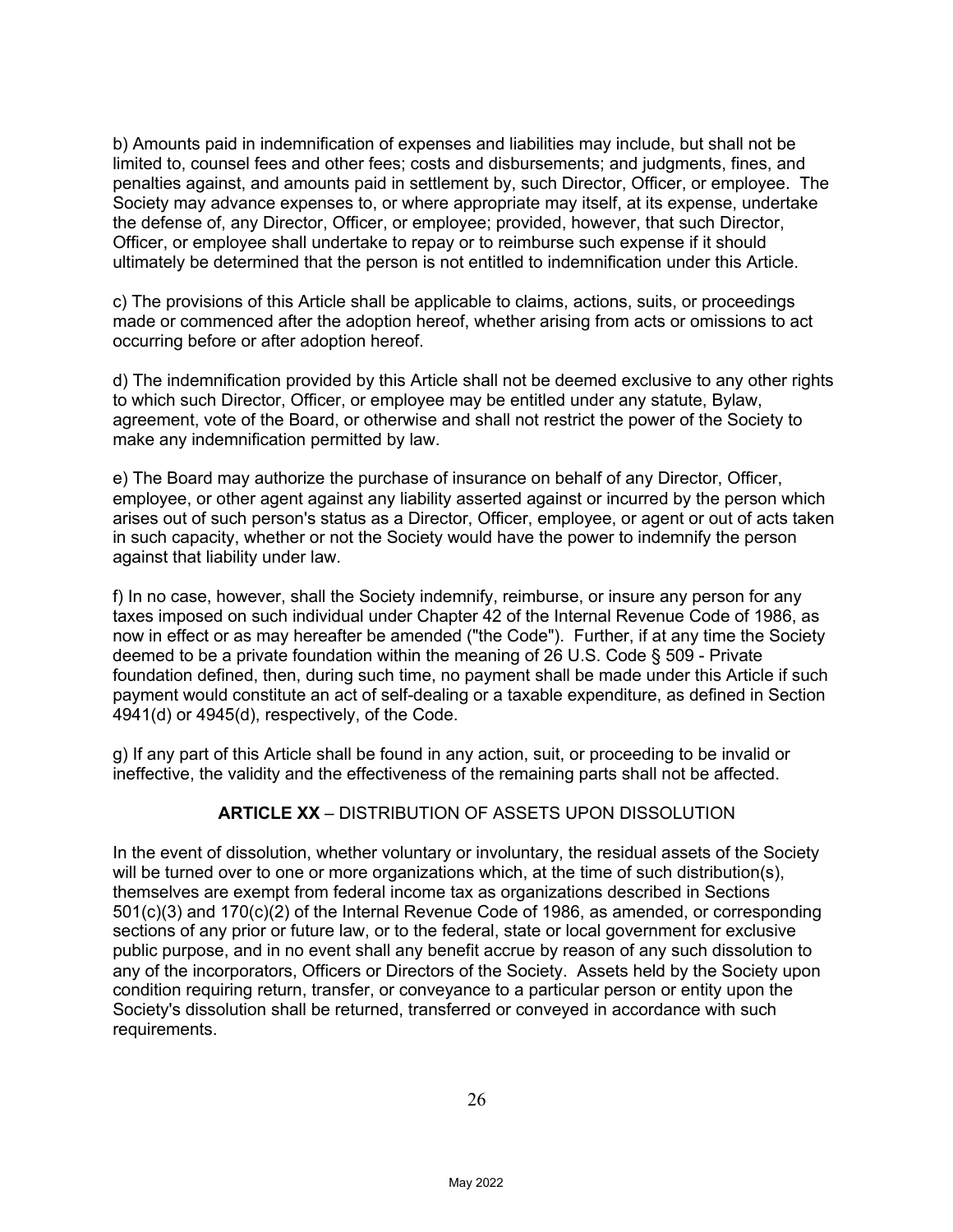b) Amounts paid in indemnification of expenses and liabilities may include, but shall not be limited to, counsel fees and other fees; costs and disbursements; and judgments, fines, and penalties against, and amounts paid in settlement by, such Director, Officer, or employee. The Society may advance expenses to, or where appropriate may itself, at its expense, undertake the defense of, any Director, Officer, or employee; provided, however, that such Director, Officer, or employee shall undertake to repay or to reimburse such expense if it should ultimately be determined that the person is not entitled to indemnification under this Article.

c) The provisions of this Article shall be applicable to claims, actions, suits, or proceedings made or commenced after the adoption hereof, whether arising from acts or omissions to act occurring before or after adoption hereof.

d) The indemnification provided by this Article shall not be deemed exclusive to any other rights to which such Director, Officer, or employee may be entitled under any statute, Bylaw, agreement, vote of the Board, or otherwise and shall not restrict the power of the Society to make any indemnification permitted by law.

e) The Board may authorize the purchase of insurance on behalf of any Director, Officer, employee, or other agent against any liability asserted against or incurred by the person which arises out of such person's status as a Director, Officer, employee, or agent or out of acts taken in such capacity, whether or not the Society would have the power to indemnify the person against that liability under law.

f) In no case, however, shall the Society indemnify, reimburse, or insure any person for any taxes imposed on such individual under Chapter 42 of the Internal Revenue Code of 1986, as now in effect or as may hereafter be amended ("the Code"). Further, if at any time the Society deemed to be a private foundation within the meaning of 26 U.S. Code § 509 - Private foundation defined, then, during such time, no payment shall be made under this Article if such payment would constitute an act of self-dealing or a taxable expenditure, as defined in Section 4941(d) or 4945(d), respectively, of the Code.

g) If any part of this Article shall be found in any action, suit, or proceeding to be invalid or ineffective, the validity and the effectiveness of the remaining parts shall not be affected.

## **ARTICLE XX** – DISTRIBUTION OF ASSETS UPON DISSOLUTION

In the event of dissolution, whether voluntary or involuntary, the residual assets of the Society will be turned over to one or more organizations which, at the time of such distribution(s), themselves are exempt from federal income tax as organizations described in Sections 501(c)(3) and 170(c)(2) of the Internal Revenue Code of 1986, as amended, or corresponding sections of any prior or future law, or to the federal, state or local government for exclusive public purpose, and in no event shall any benefit accrue by reason of any such dissolution to any of the incorporators, Officers or Directors of the Society. Assets held by the Society upon condition requiring return, transfer, or conveyance to a particular person or entity upon the Society's dissolution shall be returned, transferred or conveyed in accordance with such requirements.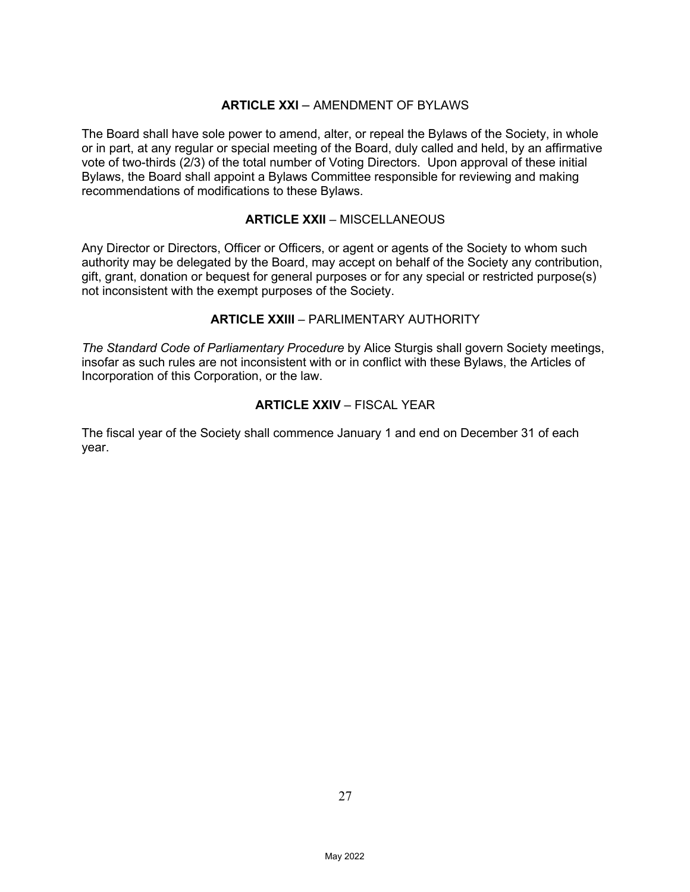## **ARTICLE XXI** – AMENDMENT OF BYLAWS

The Board shall have sole power to amend, alter, or repeal the Bylaws of the Society, in whole or in part, at any regular or special meeting of the Board, duly called and held, by an affirmative vote of two-thirds (2/3) of the total number of Voting Directors. Upon approval of these initial Bylaws, the Board shall appoint a Bylaws Committee responsible for reviewing and making recommendations of modifications to these Bylaws.

## **ARTICLE XXII** – MISCELLANEOUS

Any Director or Directors, Officer or Officers, or agent or agents of the Society to whom such authority may be delegated by the Board, may accept on behalf of the Society any contribution, gift, grant, donation or bequest for general purposes or for any special or restricted purpose(s) not inconsistent with the exempt purposes of the Society.

## **ARTICLE XXIII** – PARLIMENTARY AUTHORITY

*The Standard Code of Parliamentary Procedure* by Alice Sturgis shall govern Society meetings, insofar as such rules are not inconsistent with or in conflict with these Bylaws, the Articles of Incorporation of this Corporation, or the law.

## **ARTICLE XXIV** – FISCAL YEAR

The fiscal year of the Society shall commence January 1 and end on December 31 of each year.